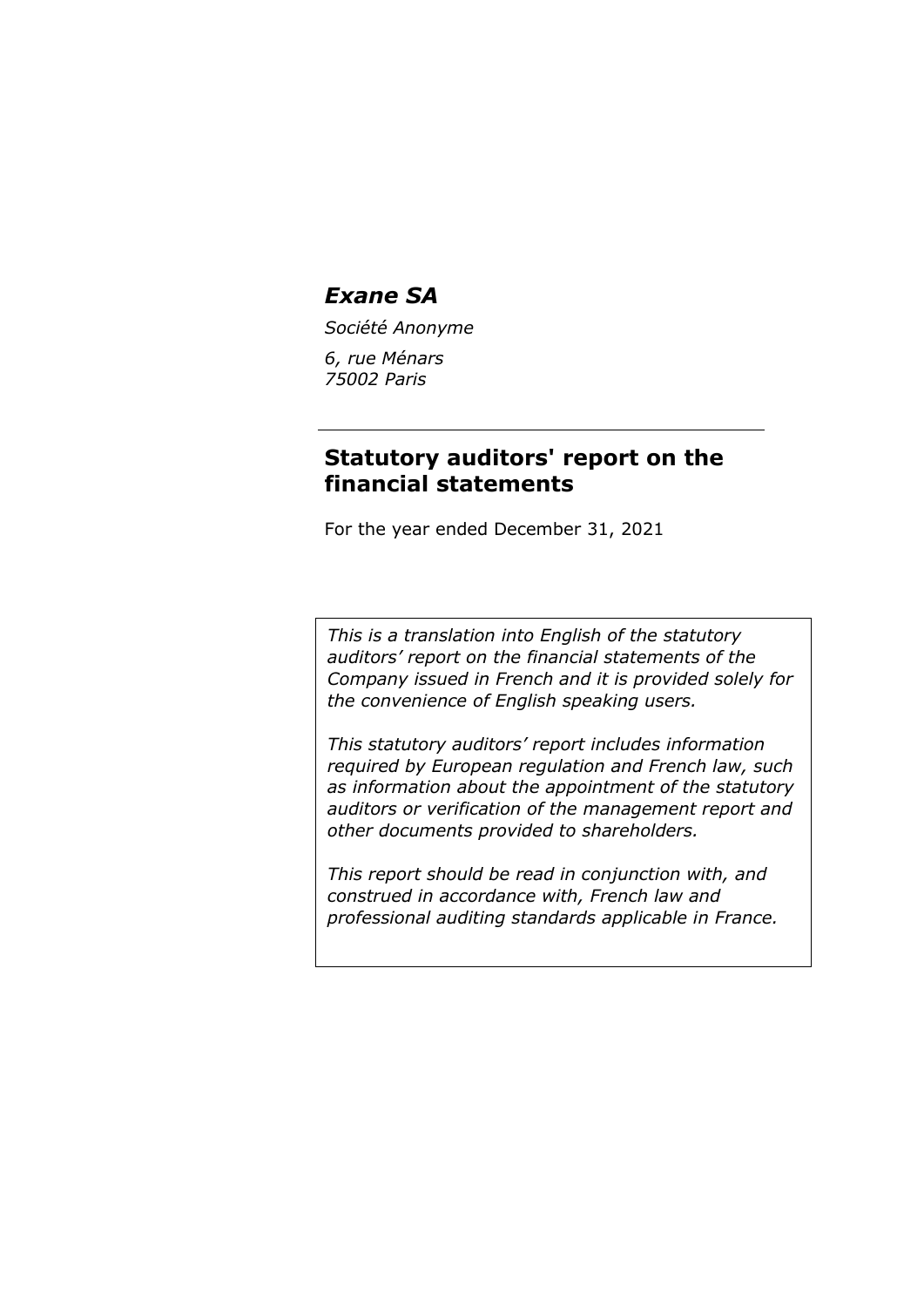# *Exane SA*

*Société Anonyme*

*6, rue Ménars*
*75002 Paris*

---

## Statutory auditors' report on the financial statements

For the year ended December 31, 2021

*This is a translation into English of the statutory auditors' report on the financial statements of the Company issued in French and it is provided solely for the convenience of English speaking users.*

*This statutory auditors' report includes information required by European regulation and French law, such as information about the appointment of the statutory auditors or verification of the management report and other documents provided to shareholders.*

*This report should be read in conjunction with, and construed in accordance with, French law and professional auditing standards applicable in France.*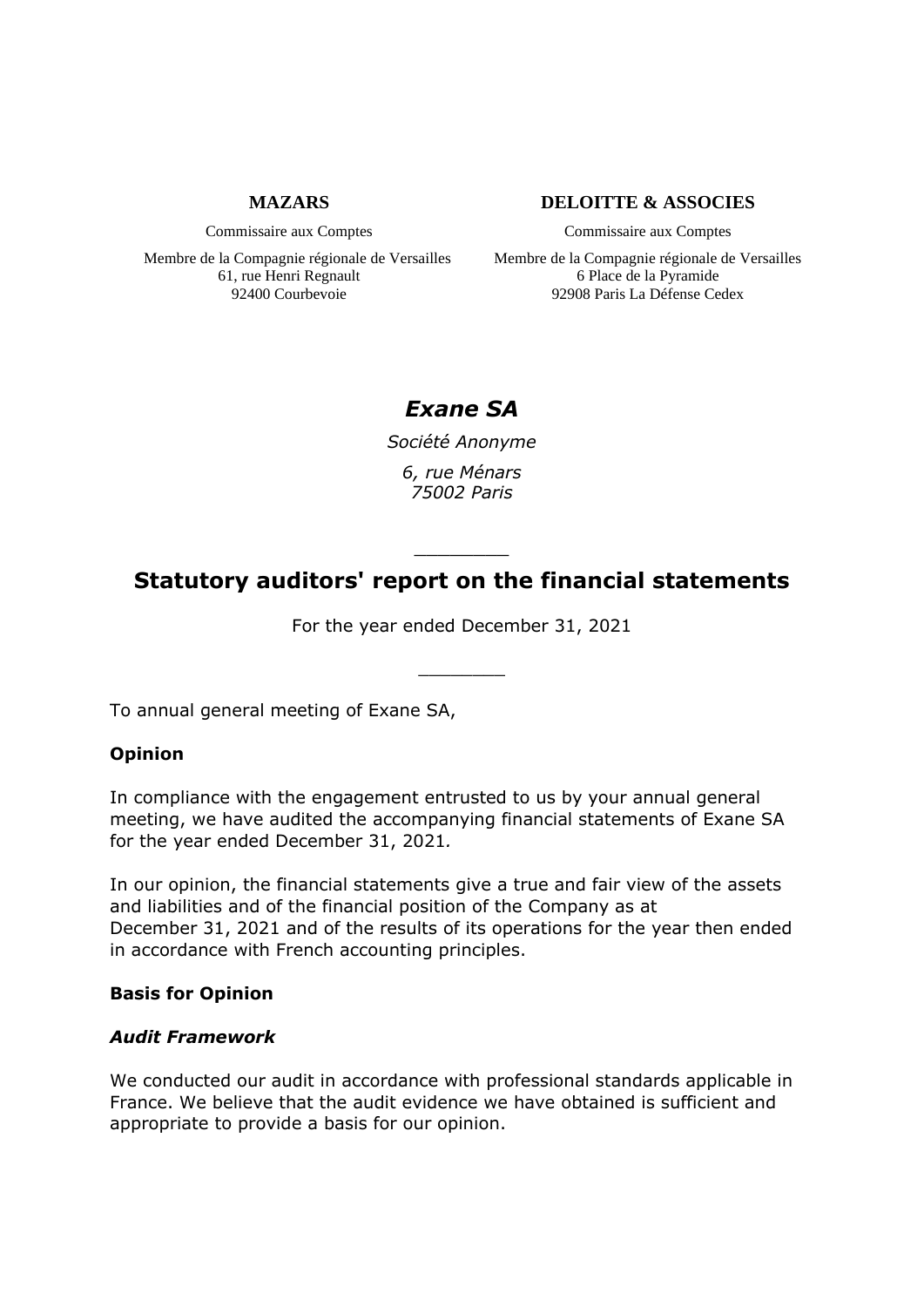**MAZARS**

Commissaire aux Comptes

Membre de la Compagnie régionale de Versailles
61, rue Henri Regnault
92400 Courbevoie

**DELOITTE & ASSOCIES**

Commissaire aux Comptes

Membre de la Compagnie régionale de Versailles
6 Place de la Pyramide
92908 Paris La Défense Cedex

# *Exane SA*

*Société Anonyme*

*6, rue Ménars*
*75002 Paris*

---

# Statutory auditors' report on the financial statements

For the year ended December 31, 2021

---

To annual general meeting of Exane SA,

### Opinion

In compliance with the engagement entrusted to us by your annual general meeting, we have audited the accompanying financial statements of Exane SA for the year ended December 31, 2021.

In our opinion, the financial statements give a true and fair view of the assets and liabilities and of the financial position of the Company as at December 31, 2021 and of the results of its operations for the year then ended in accordance with French accounting principles.

### Basis for Opinion

#### *Audit Framework*

We conducted our audit in accordance with professional standards applicable in France. We believe that the audit evidence we have obtained is sufficient and appropriate to provide a basis for our opinion.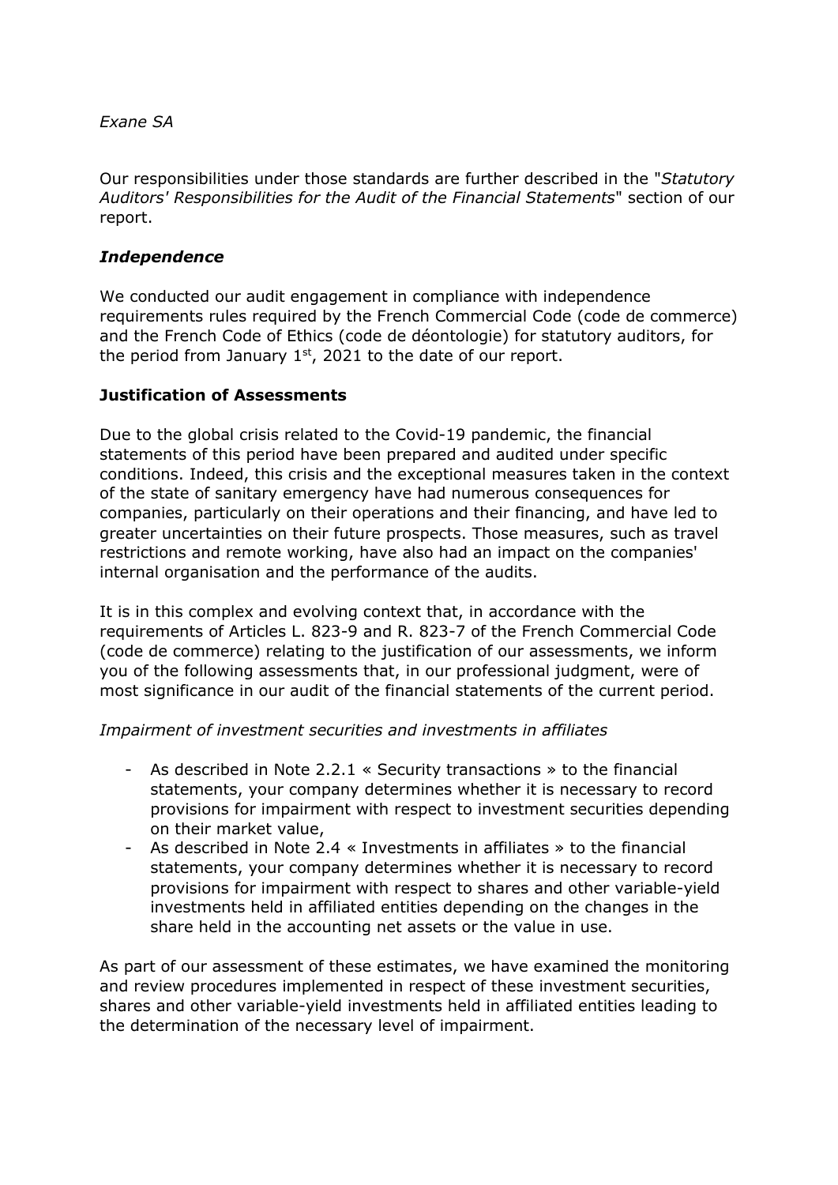*Exane SA*

Our responsibilities under those standards are further described in the "*Statutory Auditors' Responsibilities for the Audit of the Financial Statements*" section of our report.

### *Independence*

We conducted our audit engagement in compliance with independence requirements rules required by the French Commercial Code (code de commerce) and the French Code of Ethics (code de déontologie) for statutory auditors, for the period from January 1st, 2021 to the date of our report.

## **Justification of Assessments**

Due to the global crisis related to the Covid-19 pandemic, the financial statements of this period have been prepared and audited under specific conditions. Indeed, this crisis and the exceptional measures taken in the context of the state of sanitary emergency have had numerous consequences for companies, particularly on their operations and their financing, and have led to greater uncertainties on their future prospects. Those measures, such as travel restrictions and remote working, have also had an impact on the companies' internal organisation and the performance of the audits.

It is in this complex and evolving context that, in accordance with the requirements of Articles L. 823-9 and R. 823-7 of the French Commercial Code (code de commerce) relating to the justification of our assessments, we inform you of the following assessments that, in our professional judgment, were of most significance in our audit of the financial statements of the current period.

*Impairment of investment securities and investments in affiliates*

- As described in Note 2.2.1 « Security transactions » to the financial statements, your company determines whether it is necessary to record provisions for impairment with respect to investment securities depending on their market value,
- As described in Note 2.4 « Investments in affiliates » to the financial statements, your company determines whether it is necessary to record provisions for impairment with respect to shares and other variable-yield investments held in affiliated entities depending on the changes in the share held in the accounting net assets or the value in use.

As part of our assessment of these estimates, we have examined the monitoring and review procedures implemented in respect of these investment securities, shares and other variable-yield investments held in affiliated entities leading to the determination of the necessary level of impairment.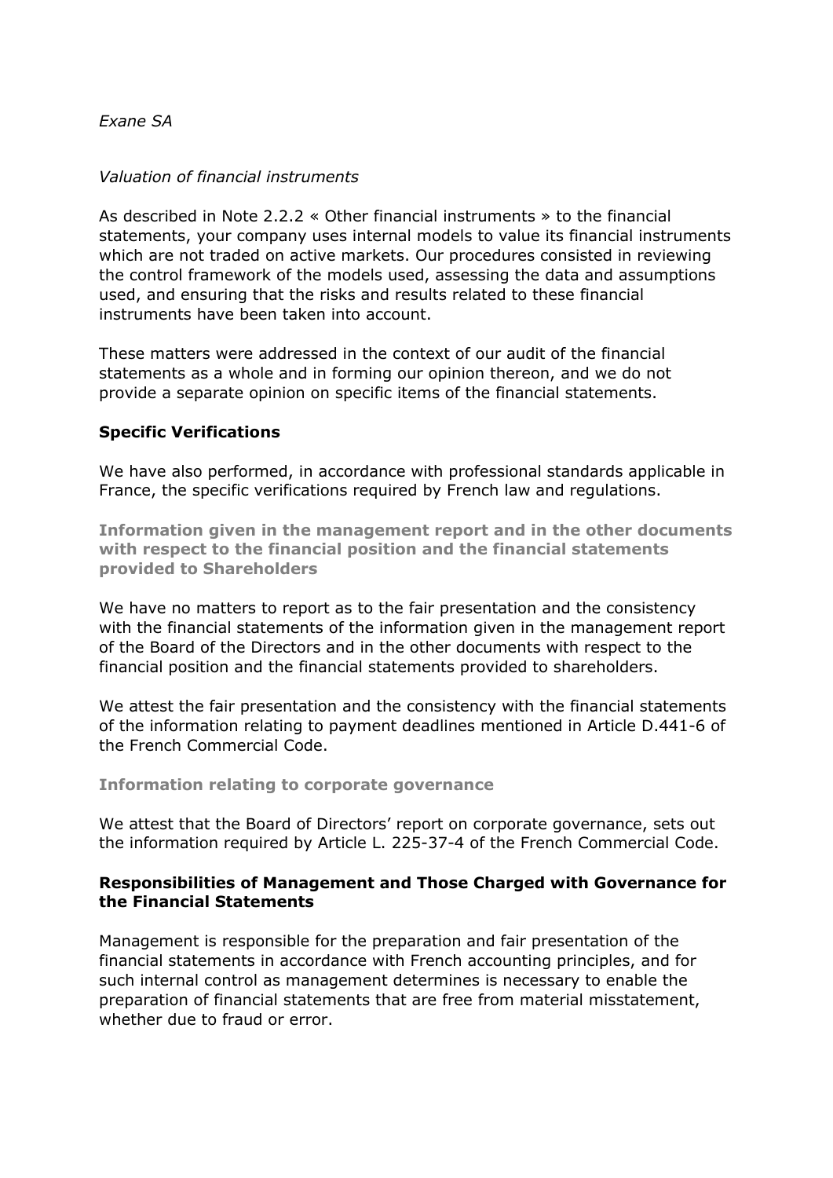*Exane SA*

*Valuation of financial instruments*

As described in Note 2.2.2 « Other financial instruments » to the financial statements, your company uses internal models to value its financial instruments which are not traded on active markets. Our procedures consisted in reviewing the control framework of the models used, assessing the data and assumptions used, and ensuring that the risks and results related to these financial instruments have been taken into account.

These matters were addressed in the context of our audit of the financial statements as a whole and in forming our opinion thereon, and we do not provide a separate opinion on specific items of the financial statements.

## Specific Verifications

We have also performed, in accordance with professional standards applicable in France, the specific verifications required by French law and regulations.

### Information given in the management report and in the other documents with respect to the financial position and the financial statements provided to Shareholders

We have no matters to report as to the fair presentation and the consistency with the financial statements of the information given in the management report of the Board of the Directors and in the other documents with respect to the financial position and the financial statements provided to shareholders.

We attest the fair presentation and the consistency with the financial statements of the information relating to payment deadlines mentioned in Article D.441-6 of the French Commercial Code.

### Information relating to corporate governance

We attest that the Board of Directors' report on corporate governance, sets out the information required by Article L. 225-37-4 of the French Commercial Code.

## Responsibilities of Management and Those Charged with Governance for the Financial Statements

Management is responsible for the preparation and fair presentation of the financial statements in accordance with French accounting principles, and for such internal control as management determines is necessary to enable the preparation of financial statements that are free from material misstatement, whether due to fraud or error.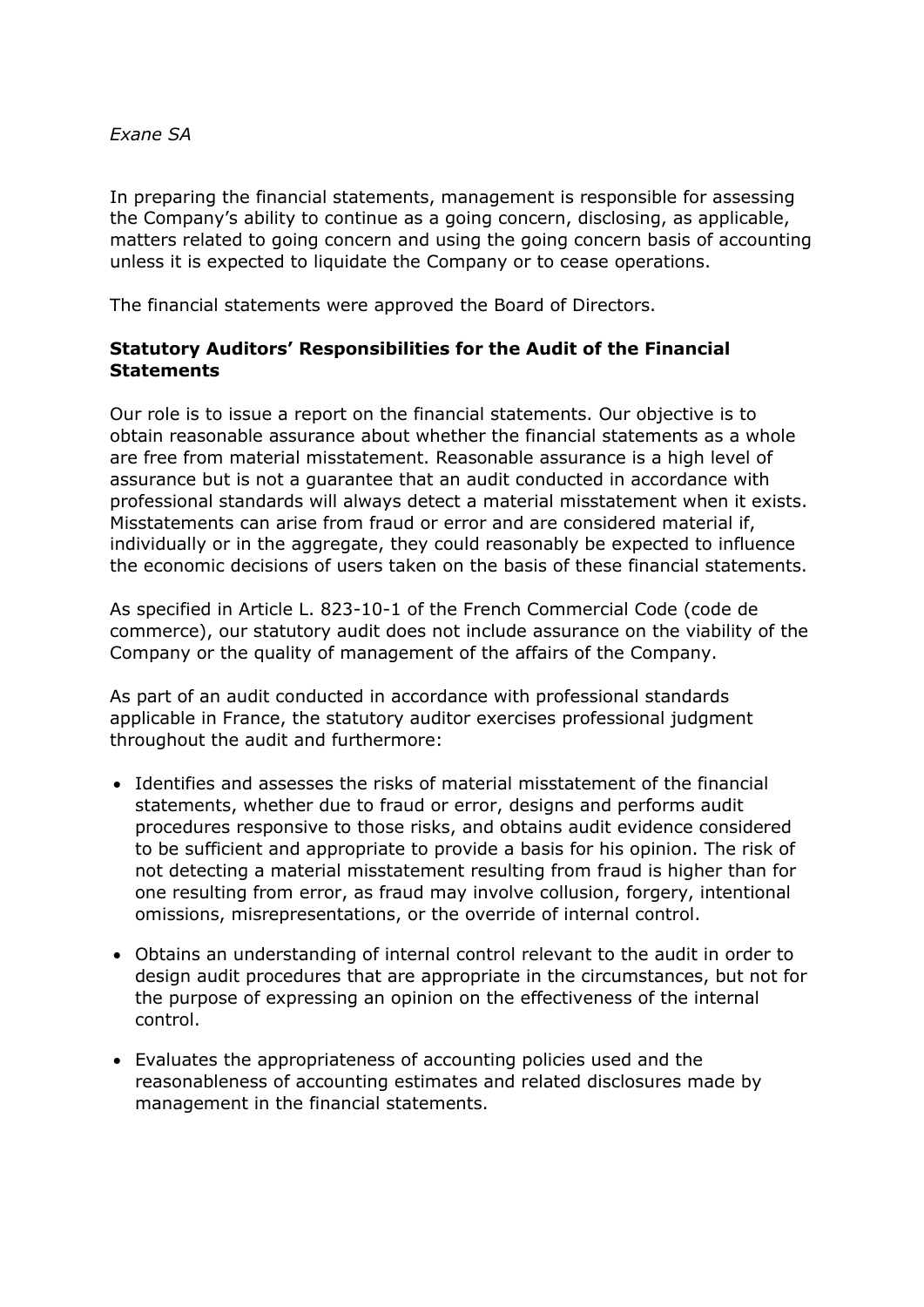In preparing the financial statements, management is responsible for assessing the Company's ability to continue as a going concern, disclosing, as applicable, matters related to going concern and using the going concern basis of accounting unless it is expected to liquidate the Company or to cease operations.

The financial statements were approved the Board of Directors.

**Statutory Auditors' Responsibilities for the Audit of the Financial Statements**

Our role is to issue a report on the financial statements. Our objective is to obtain reasonable assurance about whether the financial statements as a whole are free from material misstatement. Reasonable assurance is a high level of assurance but is not a guarantee that an audit conducted in accordance with professional standards will always detect a material misstatement when it exists. Misstatements can arise from fraud or error and are considered material if, individually or in the aggregate, they could reasonably be expected to influence the economic decisions of users taken on the basis of these financial statements.

As specified in Article L. 823-10-1 of the French Commercial Code (code de commerce), our statutory audit does not include assurance on the viability of the Company or the quality of management of the affairs of the Company.

As part of an audit conducted in accordance with professional standards applicable in France, the statutory auditor exercises professional judgment throughout the audit and furthermore:

- Identifies and assesses the risks of material misstatement of the financial statements, whether due to fraud or error, designs and performs audit procedures responsive to those risks, and obtains audit evidence considered to be sufficient and appropriate to provide a basis for his opinion. The risk of not detecting a material misstatement resulting from fraud is higher than for one resulting from error, as fraud may involve collusion, forgery, intentional omissions, misrepresentations, or the override of internal control.

- Obtains an understanding of internal control relevant to the audit in order to design audit procedures that are appropriate in the circumstances, but not for the purpose of expressing an opinion on the effectiveness of the internal control.

- Evaluates the appropriateness of accounting policies used and the reasonableness of accounting estimates and related disclosures made by management in the financial statements.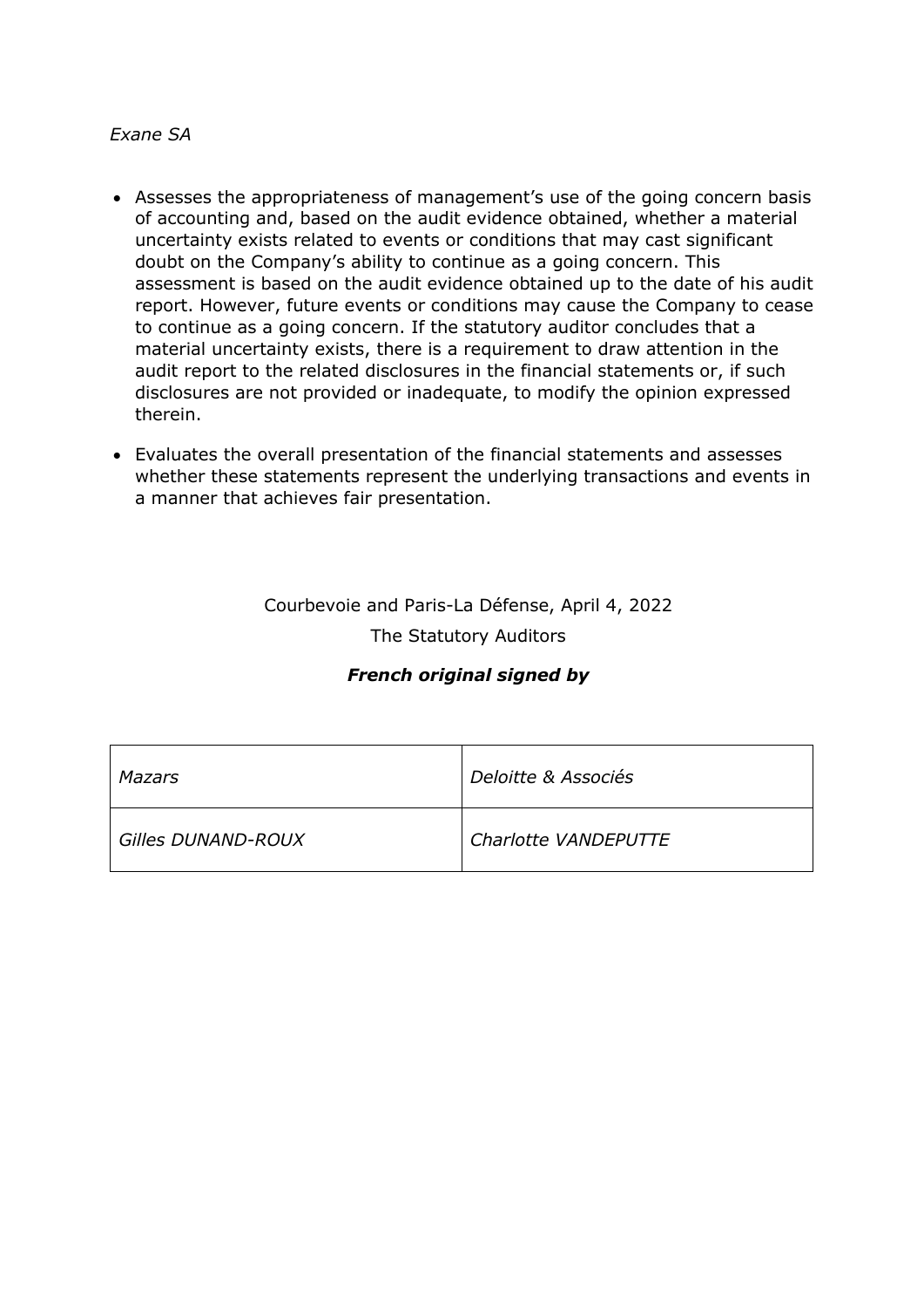- Assesses the appropriateness of management's use of the going concern basis of accounting and, based on the audit evidence obtained, whether a material uncertainty exists related to events or conditions that may cast significant doubt on the Company's ability to continue as a going concern. This assessment is based on the audit evidence obtained up to the date of his audit report. However, future events or conditions may cause the Company to cease to continue as a going concern. If the statutory auditor concludes that a material uncertainty exists, there is a requirement to draw attention in the audit report to the related disclosures in the financial statements or, if such disclosures are not provided or inadequate, to modify the opinion expressed therein.

- Evaluates the overall presentation of the financial statements and assesses whether these statements represent the underlying transactions and events in a manner that achieves fair presentation.

Courbevoie and Paris-La Défense, April 4, 2022

The Statutory Auditors

***French original signed by***

| *Mazars* | *Deloitte & Associés* |
|---|---|
| *Gilles DUNAND-ROUX* | *Charlotte VANDEPUTTE* |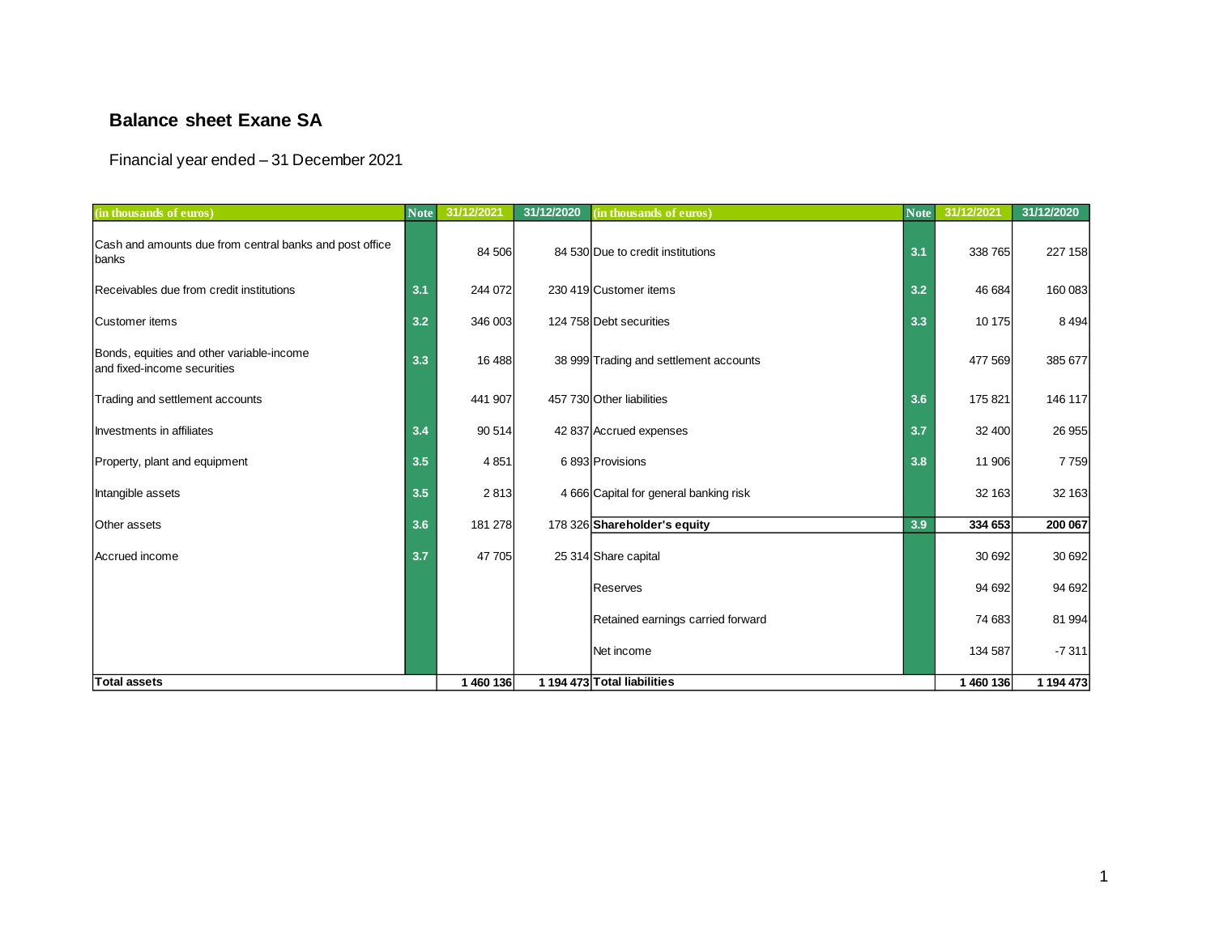## Balance sheet Exane SA

Financial year ended – 31 December 2021

| (in thousands of euros) | Note | 31/12/2021 | 31/12/2020 | (in thousands of euros) | Note | 31/12/2021 | 31/12/2020 |
|---|---|---|---|---|---|---|---|
| Cash and amounts due from central banks and post office banks | | 84 506 | 84 530 | Due to credit institutions | 3.1 | 338 765 | 227 158 |
| Receivables due from credit institutions | 3.1 | 244 072 | 230 419 | Customer items | 3.2 | 46 684 | 160 083 |
| Customer items | 3.2 | 346 003 | 124 758 | Debt securities | 3.3 | 10 175 | 8 494 |
| Bonds, equities and other variable-income and fixed-income securities | 3.3 | 16 488 | 38 999 | Trading and settlement accounts | | 477 569 | 385 677 |
| Trading and settlement accounts | | 441 907 | 457 730 | Other liabilities | 3.6 | 175 821 | 146 117 |
| Investments in affiliates | 3.4 | 90 514 | 42 837 | Accrued expenses | 3.7 | 32 400 | 26 955 |
| Property, plant and equipment | 3.5 | 4 851 | 6 893 | Provisions | 3.8 | 11 906 | 7 759 |
| Intangible assets | 3.5 | 2 813 | 4 666 | Capital for general banking risk | | 32 163 | 32 163 |
| Other assets | 3.6 | 181 278 | 178 326 | **Shareholder's equity** | 3.9 | **334 653** | **200 067** |
| Accrued income | 3.7 | 47 705 | 25 314 | Share capital | | 30 692 | 30 692 |
| | | | | Reserves | | 94 692 | 94 692 |
| | | | | Retained earnings carried forward | | 74 683 | 81 994 |
| | | | | Net income | | 134 587 | -7 311 |
| **Total assets** | | **1 460 136** | **1 194 473** | **Total liabilities** | | **1 460 136** | **1 194 473** |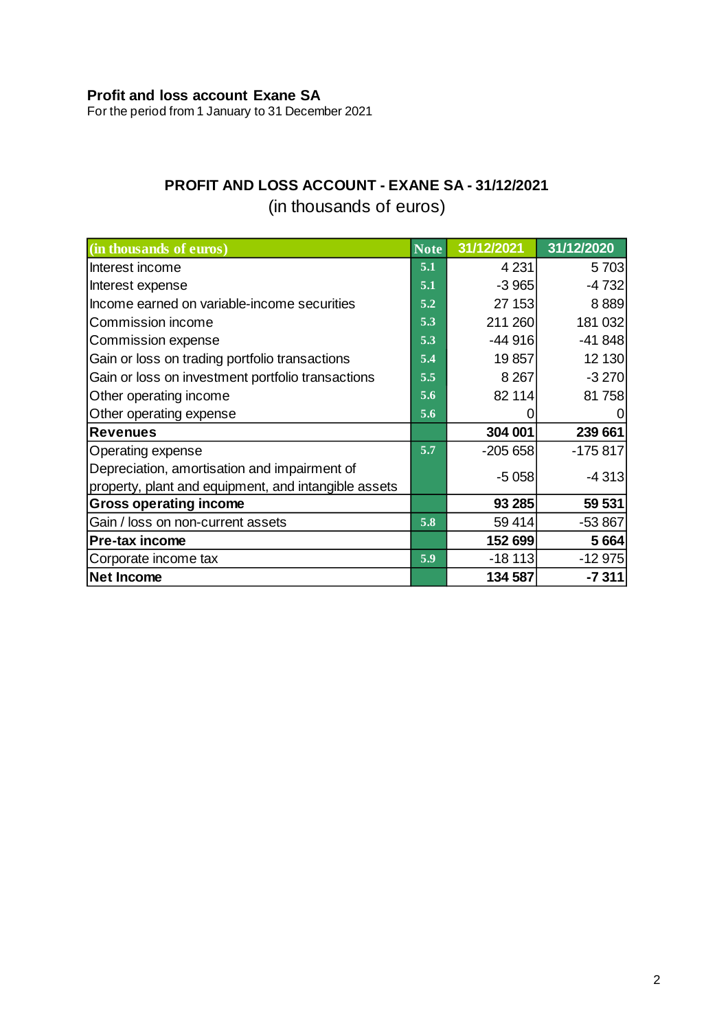**Profit and loss account Exane SA**
For the period from 1 January to 31 December 2021

## PROFIT AND LOSS ACCOUNT - EXANE SA - 31/12/2021

(in thousands of euros)

| (in thousands of euros) | Note | 31/12/2021 | 31/12/2020 |
|---|---|---|---|
| Interest income | 5.1 | 4 231 | 5 703 |
| Interest expense | 5.1 | -3 965 | -4 732 |
| Income earned on variable-income securities | 5.2 | 27 153 | 8 889 |
| Commission income | 5.3 | 211 260 | 181 032 |
| Commission expense | 5.3 | -44 916 | -41 848 |
| Gain or loss on trading portfolio transactions | 5.4 | 19 857 | 12 130 |
| Gain or loss on investment portfolio transactions | 5.5 | 8 267 | -3 270 |
| Other operating income | 5.6 | 82 114 | 81 758 |
| Other operating expense | 5.6 | 0 | 0 |
| **Revenues** | | **304 001** | **239 661** |
| Operating expense | 5.7 | -205 658 | -175 817 |
| Depreciation, amortisation and impairment of property, plant and equipment, and intangible assets | | -5 058 | -4 313 |
| **Gross operating income** | | **93 285** | **59 531** |
| Gain / loss on non-current assets | 5.8 | 59 414 | -53 867 |
| **Pre-tax income** | | **152 699** | **5 664** |
| Corporate income tax | 5.9 | -18 113 | -12 975 |
| **Net Income** | | **134 587** | **-7 311** |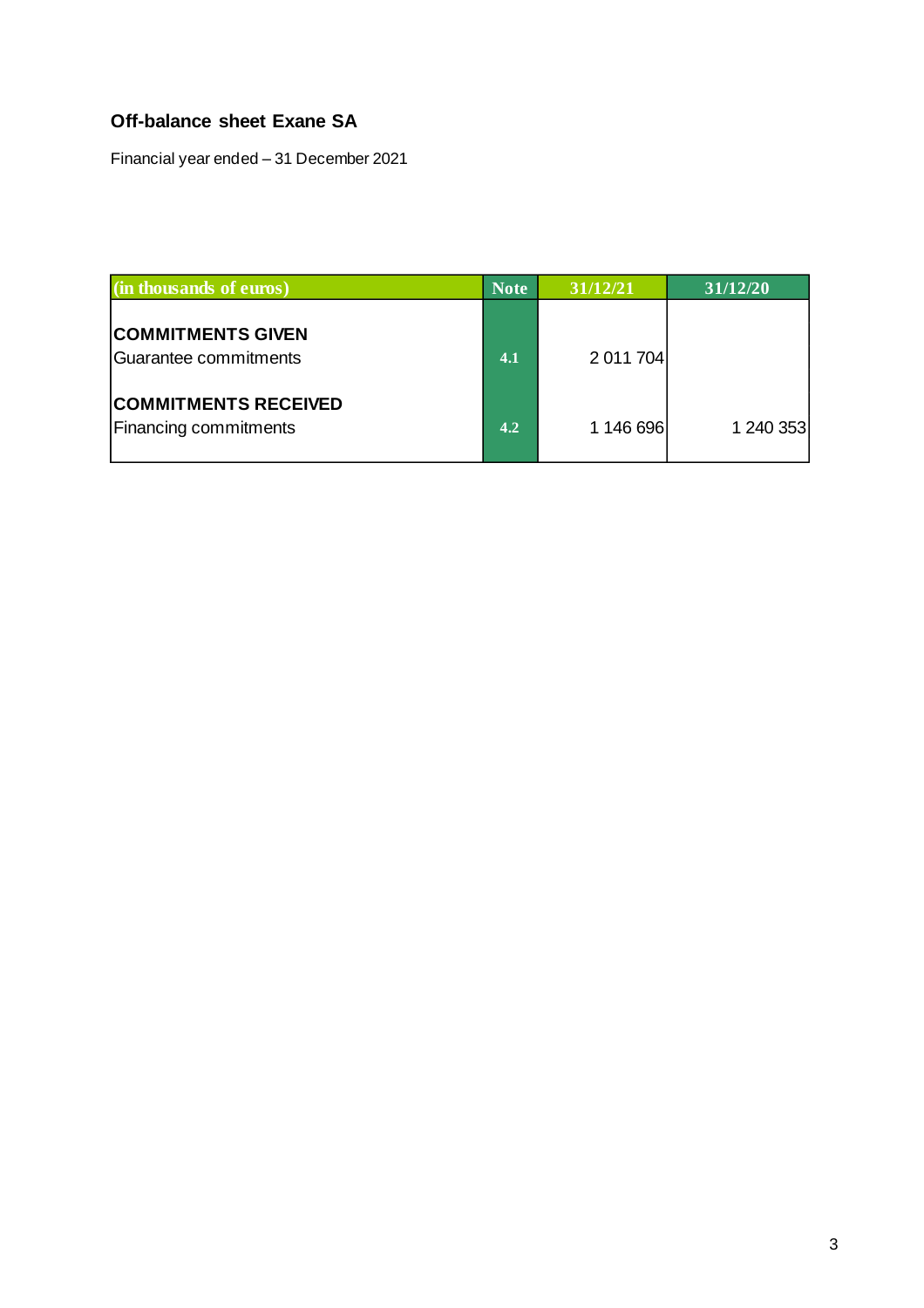**Off-balance sheet Exane SA**

Financial year ended – 31 December 2021

| (in thousands of euros) | Note | 31/12/21 | 31/12/20 |
|---|---|---|---|
| **COMMITMENTS GIVEN** | | | |
| Guarantee commitments | 4.1 | 2 011 704 | |
| **COMMITMENTS RECEIVED** | | | |
| Financing commitments | 4.2 | 1 146 696 | 1 240 353 |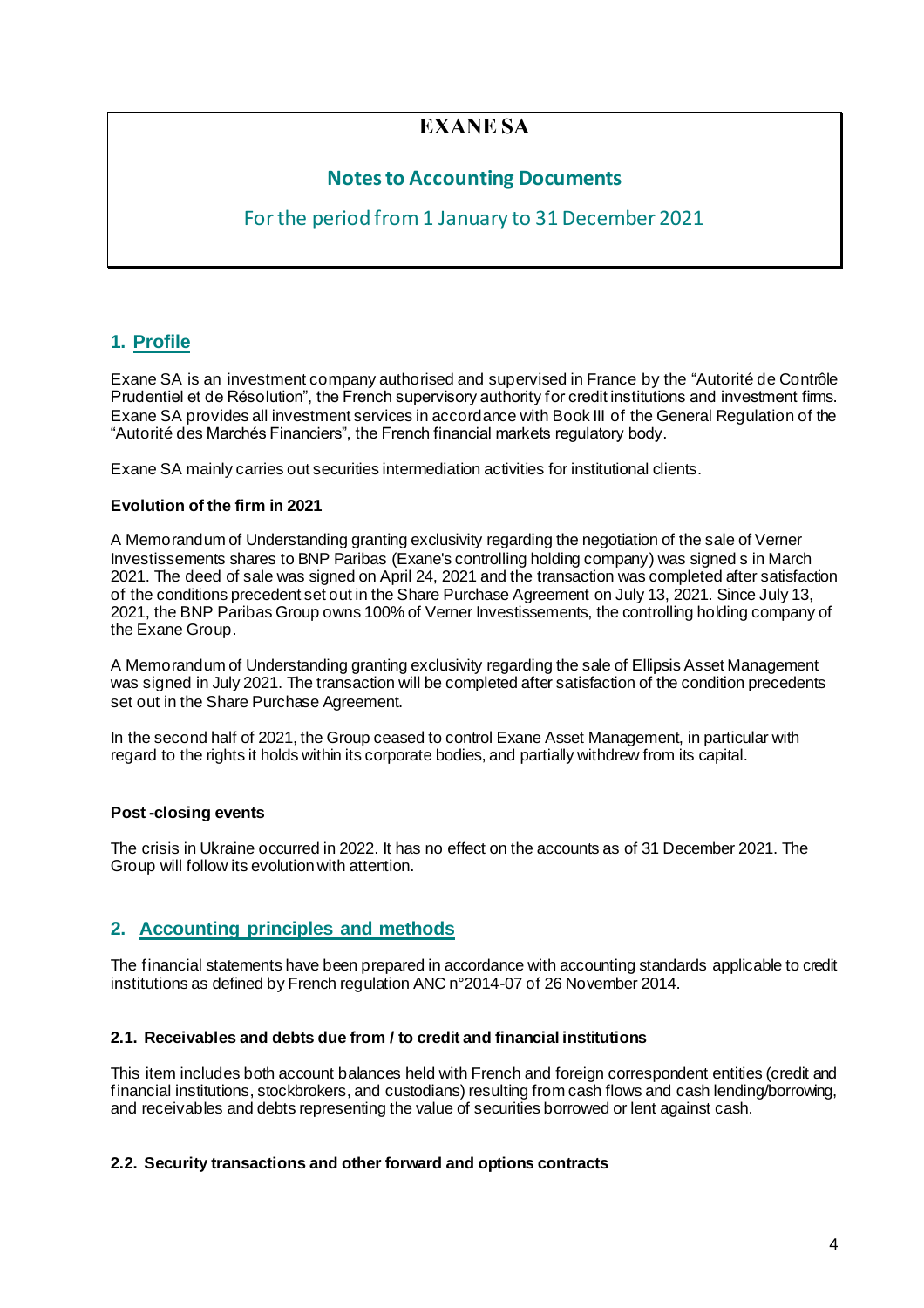# EXANE SA

## Notes to Accounting Documents

For the period from 1 January to 31 December 2021

## 1. Profile

Exane SA is an investment company authorised and supervised in France by the "Autorité de Contrôle Prudentiel et de Résolution", the French supervisory authority for credit institutions and investment firms. Exane SA provides all investment services in accordance with Book III of the General Regulation of the "Autorité des Marchés Financiers", the French financial markets regulatory body.

Exane SA mainly carries out securities intermediation activities for institutional clients.

**Evolution of the firm in 2021**

A Memorandum of Understanding granting exclusivity regarding the negotiation of the sale of Verner Investissements shares to BNP Paribas (Exane's controlling holding company) was signed s in March 2021. The deed of sale was signed on April 24, 2021 and the transaction was completed after satisfaction of the conditions precedent set out in the Share Purchase Agreement on July 13, 2021. Since July 13, 2021, the BNP Paribas Group owns 100% of Verner Investissements, the controlling holding company of the Exane Group.

A Memorandum of Understanding granting exclusivity regarding the sale of Ellipsis Asset Management was signed in July 2021. The transaction will be completed after satisfaction of the condition precedents set out in the Share Purchase Agreement.

In the second half of 2021, the Group ceased to control Exane Asset Management, in particular with regard to the rights it holds within its corporate bodies, and partially withdrew from its capital.

**Post -closing events**

The crisis in Ukraine occurred in 2022. It has no effect on the accounts as of 31 December 2021. The Group will follow its evolution with attention.

## 2. Accounting principles and methods

The financial statements have been prepared in accordance with accounting standards applicable to credit institutions as defined by French regulation ANC n°2014-07 of 26 November 2014.

### 2.1. Receivables and debts due from / to credit and financial institutions

This item includes both account balances held with French and foreign correspondent entities (credit and financial institutions, stockbrokers, and custodians) resulting from cash flows and cash lending/borrowing, and receivables and debts representing the value of securities borrowed or lent against cash.

### 2.2. Security transactions and other forward and options contracts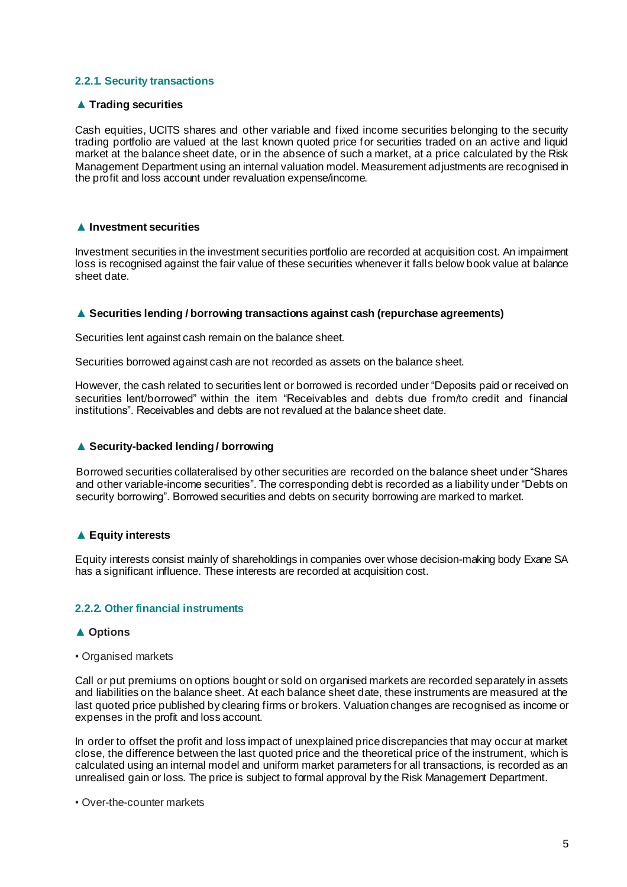### 2.2.1. Security transactions

#### ▲ Trading securities

Cash equities, UCITS shares and other variable and fixed income securities belonging to the security trading portfolio are valued at the last known quoted price for securities traded on an active and liquid market at the balance sheet date, or in the absence of such a market, at a price calculated by the Risk Management Department using an internal valuation model. Measurement adjustments are recognised in the profit and loss account under revaluation expense/income.

#### ▲ Investment securities

Investment securities in the investment securities portfolio are recorded at acquisition cost. An impairment loss is recognised against the fair value of these securities whenever it falls below book value at balance sheet date.

#### ▲ Securities lending / borrowing transactions against cash (repurchase agreements)

Securities lent against cash remain on the balance sheet.

Securities borrowed against cash are not recorded as assets on the balance sheet.

However, the cash related to securities lent or borrowed is recorded under "Deposits paid or received on securities lent/borrowed" within the item "Receivables and debts due from/to credit and financial institutions". Receivables and debts are not revalued at the balance sheet date.

#### ▲ Security-backed lending / borrowing

Borrowed securities collateralised by other securities are recorded on the balance sheet under "Shares and other variable-income securities". The corresponding debt is recorded as a liability under "Debts on security borrowing". Borrowed securities and debts on security borrowing are marked to market.

#### ▲ Equity interests

Equity interests consist mainly of shareholdings in companies over whose decision-making body Exane SA has a significant influence. These interests are recorded at acquisition cost.

### 2.2.2. Other financial instruments

#### ▲ Options

• Organised markets

Call or put premiums on options bought or sold on organised markets are recorded separately in assets and liabilities on the balance sheet. At each balance sheet date, these instruments are measured at the last quoted price published by clearing firms or brokers. Valuation changes are recognised as income or expenses in the profit and loss account.

In order to offset the profit and loss impact of unexplained price discrepancies that may occur at market close, the difference between the last quoted price and the theoretical price of the instrument, which is calculated using an internal model and uniform market parameters for all transactions, is recorded as an unrealised gain or loss. The price is subject to formal approval by the Risk Management Department.

• Over-the-counter markets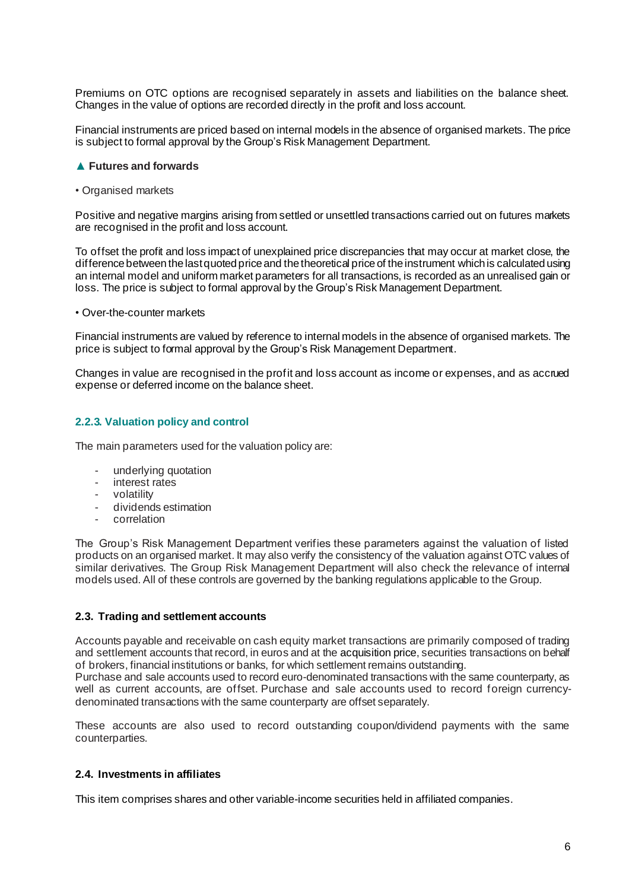Premiums on OTC options are recognised separately in assets and liabilities on the balance sheet. Changes in the value of options are recorded directly in the profit and loss account.

Financial instruments are priced based on internal models in the absence of organised markets. The price is subject to formal approval by the Group's Risk Management Department.

#### ▲ Futures and forwards

• Organised markets

Positive and negative margins arising from settled or unsettled transactions carried out on futures markets are recognised in the profit and loss account.

To offset the profit and loss impact of unexplained price discrepancies that may occur at market close, the difference between the last quoted price and the theoretical price of the instrument which is calculated using an internal model and uniform market parameters for all transactions, is recorded as an unrealised gain or loss. The price is subject to formal approval by the Group's Risk Management Department.

• Over-the-counter markets

Financial instruments are valued by reference to internal models in the absence of organised markets. The price is subject to formal approval by the Group's Risk Management Department.

Changes in value are recognised in the profit and loss account as income or expenses, and as accrued expense or deferred income on the balance sheet.

### 2.2.3. Valuation policy and control

The main parameters used for the valuation policy are:

- underlying quotation
- interest rates
- volatility
- dividends estimation
- correlation

The Group's Risk Management Department verifies these parameters against the valuation of listed products on an organised market. It may also verify the consistency of the valuation against OTC values of similar derivatives. The Group Risk Management Department will also check the relevance of internal models used. All of these controls are governed by the banking regulations applicable to the Group.

### 2.3. Trading and settlement accounts

Accounts payable and receivable on cash equity market transactions are primarily composed of trading and settlement accounts that record, in euros and at the acquisition price, securities transactions on behalf of brokers, financial institutions or banks, for which settlement remains outstanding.
Purchase and sale accounts used to record euro-denominated transactions with the same counterparty, as well as current accounts, are offset. Purchase and sale accounts used to record foreign currency-denominated transactions with the same counterparty are offset separately.

These accounts are also used to record outstanding coupon/dividend payments with the same counterparties.

### 2.4. Investments in affiliates

This item comprises shares and other variable-income securities held in affiliated companies.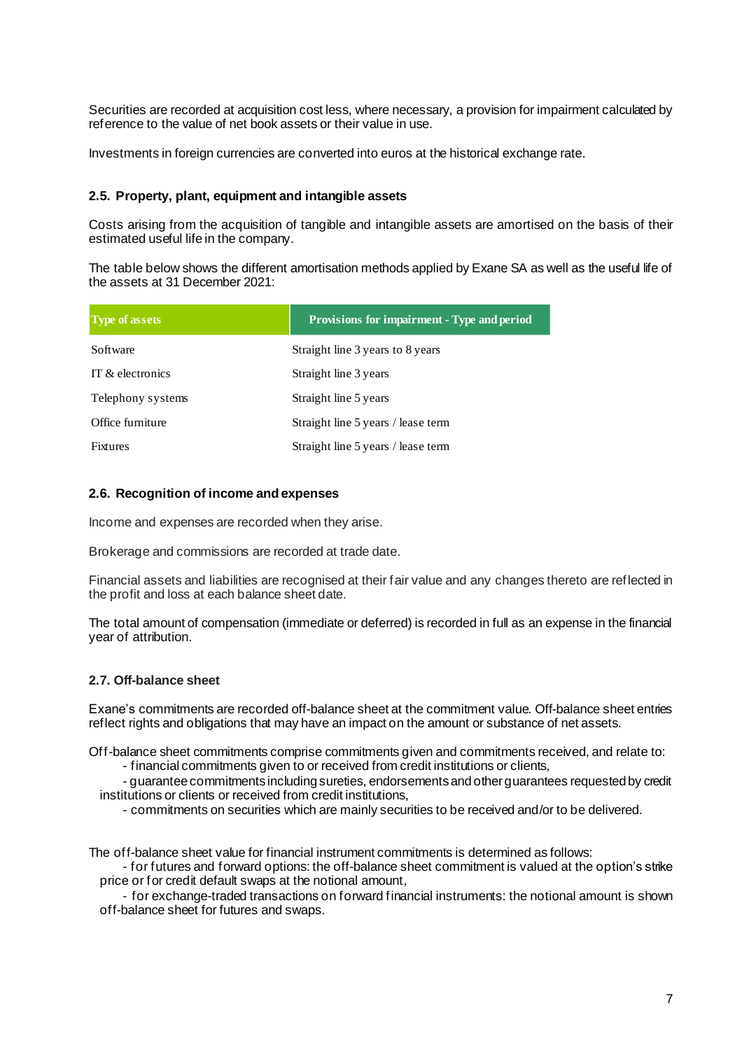Securities are recorded at acquisition cost less, where necessary, a provision for impairment calculated by reference to the value of net book assets or their value in use.

Investments in foreign currencies are converted into euros at the historical exchange rate.

### 2.5. Property, plant, equipment and intangible assets

Costs arising from the acquisition of tangible and intangible assets are amortised on the basis of their estimated useful life in the company.

The table below shows the different amortisation methods applied by Exane SA as well as the useful life of the assets at 31 December 2021:

| Type of assets | Provisions for impairment - Type and period |
|---|---|
| Software | Straight line 3 years to 8 years |
| IT & electronics | Straight line 3 years |
| Telephony systems | Straight line 5 years |
| Office furniture | Straight line 5 years / lease term |
| Fixtures | Straight line 5 years / lease term |

### 2.6. Recognition of income and expenses

Income and expenses are recorded when they arise.

Brokerage and commissions are recorded at trade date.

Financial assets and liabilities are recognised at their fair value and any changes thereto are reflected in the profit and loss at each balance sheet date.

The total amount of compensation (immediate or deferred) is recorded in full as an expense in the financial year of attribution.

### 2.7. Off-balance sheet

Exane's commitments are recorded off-balance sheet at the commitment value. Off-balance sheet entries reflect rights and obligations that may have an impact on the amount or substance of net assets.

Off-balance sheet commitments comprise commitments given and commitments received, and relate to:

- financial commitments given to or received from credit institutions or clients,
- guarantee commitments including sureties, endorsements and other guarantees requested by credit institutions or clients or received from credit institutions,
- commitments on securities which are mainly securities to be received and/or to be delivered.

The off-balance sheet value for financial instrument commitments is determined as follows:

- for futures and forward options: the off-balance sheet commitment is valued at the option's strike price or for credit default swaps at the notional amount,
- for exchange-traded transactions on forward financial instruments: the notional amount is shown off-balance sheet for futures and swaps.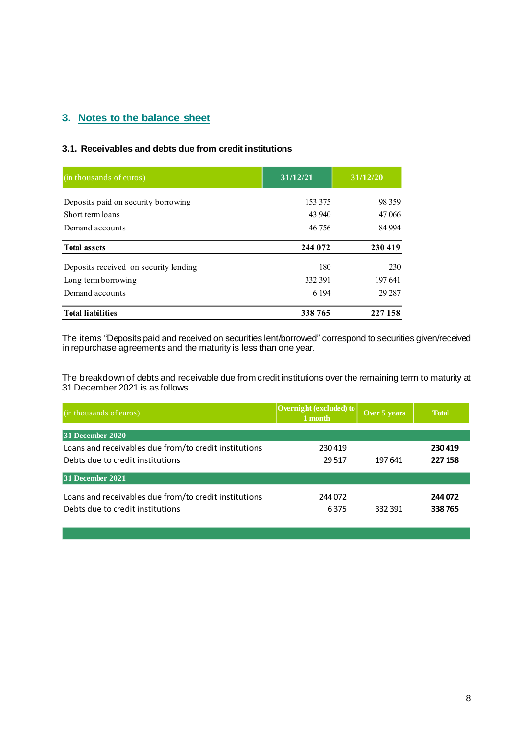## 3. Notes to the balance sheet

### 3.1. Receivables and debts due from credit institutions

| (in thousands of euros) | 31/12/21 | 31/12/20 |
|---|---|---|
| Deposits paid on security borrowing | 153 375 | 98 359 |
| Short term loans | 43 940 | 47 066 |
| Demand accounts | 46 756 | 84 994 |
| **Total assets** | **244 072** | **230 419** |
| Deposits received on security lending | 180 | 230 |
| Long term borrowing | 332 391 | 197 641 |
| Demand accounts | 6 194 | 29 287 |
| **Total liabilities** | **338 765** | **227 158** |

The items "Deposits paid and received on securities lent/borrowed" correspond to securities given/received in repurchase agreements and the maturity is less than one year.

The breakdown of debts and receivable due from credit institutions over the remaining term to maturity at 31 December 2021 is as follows:

| (in thousands of euros) | Overnight (excluded) to 1 month | Over 5 years | Total |
|---|---|---|---|
| **31 December 2020** | | | |
| Loans and receivables due from/to credit institutions | 230 419 | | **230 419** |
| Debts due to credit institutions | 29 517 | 197 641 | **227 158** |
| **31 December 2021** | | | |
| Loans and receivables due from/to credit institutions | 244 072 | | **244 072** |
| Debts due to credit institutions | 6 375 | 332 391 | **338 765** |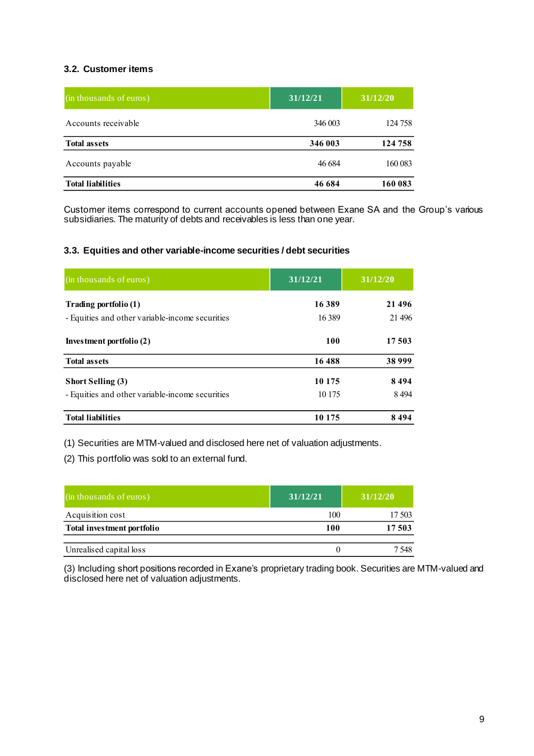### 3.2. Customer items

| (in thousands of euros) | 31/12/21 | 31/12/20 |
|---|---|---|
| Accounts receivable | 346 003 | 124 758 |
| **Total assets** | **346 003** | **124 758** |
| Accounts payable | 46 684 | 160 083 |
| **Total liabilities** | **46 684** | **160 083** |

Customer items correspond to current accounts opened between Exane SA and the Group's various subsidiaries. The maturity of debts and receivables is less than one year.

### 3.3. Equities and other variable-income securities / debt securities

| (in thousands of euros) | 31/12/21 | 31/12/20 |
|---|---|---|
| **Trading portfolio (1)** | **16 389** | **21 496** |
| - Equities and other variable-income securities | 16 389 | 21 496 |
| **Investment portfolio (2)** | **100** | **17 503** |
| **Total assets** | **16 488** | **38 999** |
| **Short Selling (3)** | **10 175** | **8 494** |
| - Equities and other variable-income securities | 10 175 | 8 494 |
| **Total liabilities** | **10 175** | **8 494** |

(1) Securities are MTM-valued and disclosed here net of valuation adjustments.

(2) This portfolio was sold to an external fund.

| (in thousands of euros) | 31/12/21 | 31/12/20 |
|---|---|---|
| Acquisition cost | 100 | 17 503 |
| **Total investment portfolio** | **100** | **17 503** |
| Unrealised capital loss | 0 | 7 548 |

(3) Including short positions recorded in Exane's proprietary trading book. Securities are MTM-valued and disclosed here net of valuation adjustments.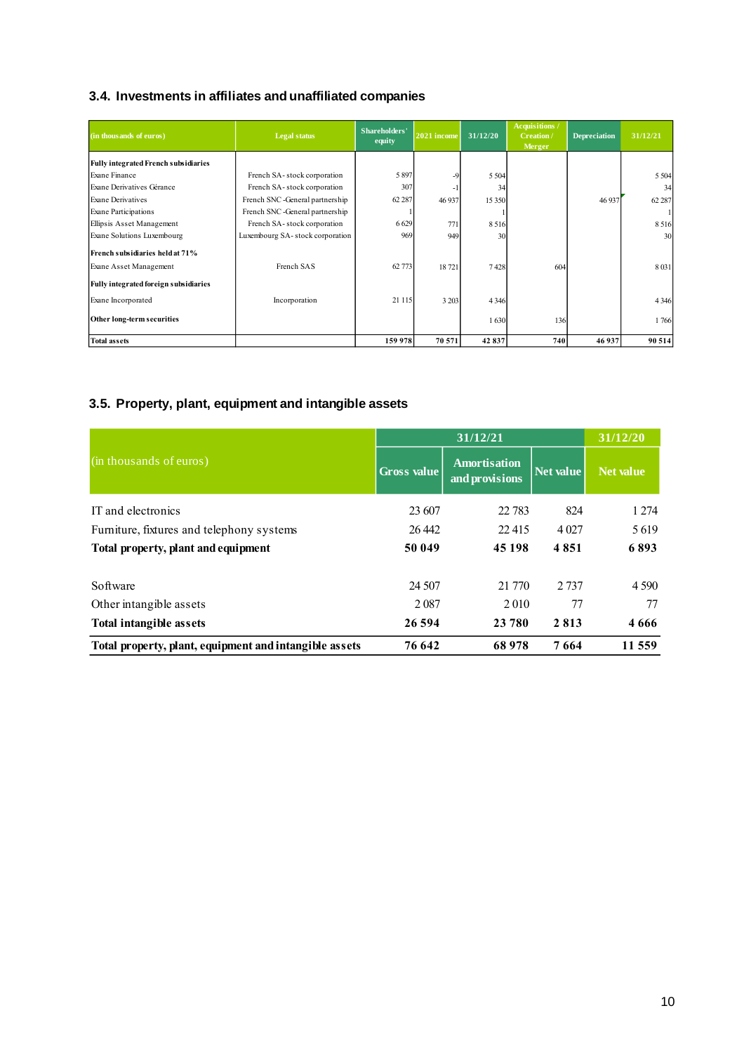### 3.4. Investments in affiliates and unaffiliated companies

| (in thousands of euros) | Legal status | Shareholders' equity | 2021 income | 31/12/20 | Acquisitions / Creation / Merger | Depreciation | 31/12/21 |
|---|---|---|---|---|---|---|---|
| **Fully integrated French subsidiaries** | | | | | | | |
| Exane Finance | French SA - stock corporation | 5 897 | -9 | 5 504 | | | 5 504 |
| Exane Derivatives Gérance | French SA - stock corporation | 307 | -1 | 34 | | | 34 |
| Exane Derivatives | French SNC - General partnership | 62 287 | 46 937 | 15 350 | | 46 937 | 62 287 |
| Exane Participations | French SNC - General partnership | 1 | | 1 | | | 1 |
| Ellipsis Asset Management | French SA - stock corporation | 6 629 | 771 | 8 516 | | | 8 516 |
| Exane Solutions Luxembourg | Luxembourg SA - stock corporation | 969 | 949 | 30 | | | 30 |
| **French subsidiaries held at 71%** | | | | | | | |
| Exane Asset Management | French SAS | 62 773 | 18 721 | 7 428 | 604 | | 8 031 |
| **Fully integrated foreign subsidiaries** | | | | | | | |
| Exane Incorporated | Incorporation | 21 115 | 3 203 | 4 346 | | | 4 346 |
| **Other long-term securities** | | | | 1 630 | 136 | | 1 766 |
| **Total assets** | | **159 978** | **70 571** | **42 837** | **740** | **46 937** | **90 514** |

### 3.5. Property, plant, equipment and intangible assets

| (in thousands of euros) | 31/12/21 | | | 31/12/20 |
|---|---|---|---|---|
| | Gross value | Amortisation and provisions | Net value | Net value |
| IT and electronics | 23 607 | 22 783 | 824 | 1 274 |
| Furniture, fixtures and telephony systems | 26 442 | 22 415 | 4 027 | 5 619 |
| **Total property, plant and equipment** | **50 049** | **45 198** | **4 851** | **6 893** |
| Software | 24 507 | 21 770 | 2 737 | 4 590 |
| Other intangible assets | 2 087 | 2 010 | 77 | 77 |
| **Total intangible assets** | **26 594** | **23 780** | **2 813** | **4 666** |
| **Total property, plant, equipment and intangible assets** | **76 642** | **68 978** | **7 664** | **11 559** |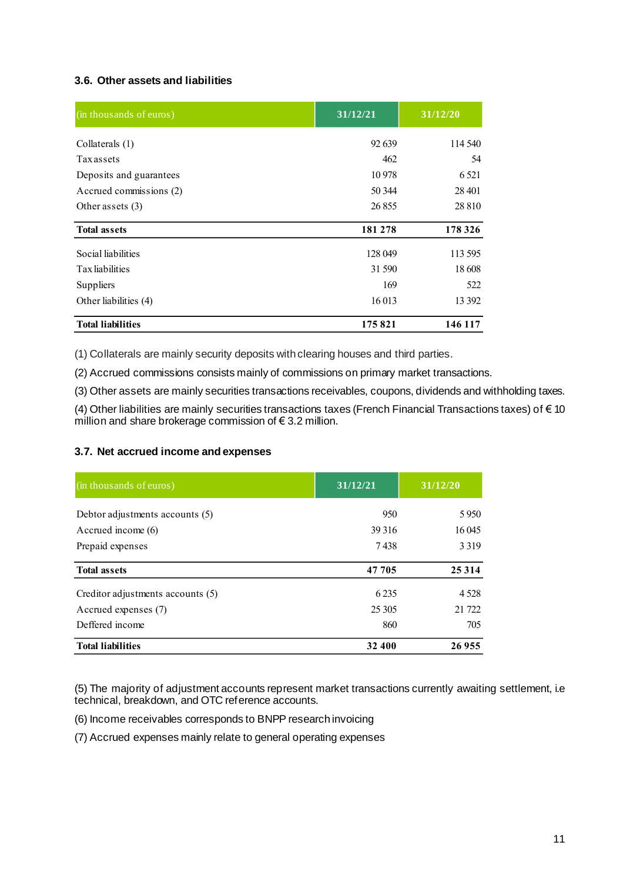### 3.6. Other assets and liabilities

| (in thousands of euros) | 31/12/21 | 31/12/20 |
|---|---|---|
| Collaterals (1) | 92 639 | 114 540 |
| Tax assets | 462 | 54 |
| Deposits and guarantees | 10 978 | 6 521 |
| Accrued commissions (2) | 50 344 | 28 401 |
| Other assets (3) | 26 855 | 28 810 |
| **Total assets** | **181 278** | **178 326** |
| Social liabilities | 128 049 | 113 595 |
| Tax liabilities | 31 590 | 18 608 |
| Suppliers | 169 | 522 |
| Other liabilities (4) | 16 013 | 13 392 |
| **Total liabilities** | **175 821** | **146 117** |

(1) Collaterals are mainly security deposits with clearing houses and third parties.

(2) Accrued commissions consists mainly of commissions on primary market transactions.

(3) Other assets are mainly securities transactions receivables, coupons, dividends and withholding taxes.

(4) Other liabilities are mainly securities transactions taxes (French Financial Transactions taxes) of € 10 million and share brokerage commission of € 3.2 million.

### 3.7. Net accrued income and expenses

| (in thousands of euros) | 31/12/21 | 31/12/20 |
|---|---|---|
| Debtor adjustments accounts (5) | 950 | 5 950 |
| Accrued income (6) | 39 316 | 16 045 |
| Prepaid expenses | 7 438 | 3 319 |
| **Total assets** | **47 705** | **25 314** |
| Creditor adjustments accounts (5) | 6 235 | 4 528 |
| Accrued expenses (7) | 25 305 | 21 722 |
| Deffered income | 860 | 705 |
| **Total liabilities** | **32 400** | **26 955** |

(5) The majority of adjustment accounts represent market transactions currently awaiting settlement, i.e technical, breakdown, and OTC reference accounts.

(6) Income receivables corresponds to BNPP research invoicing

(7) Accrued expenses mainly relate to general operating expenses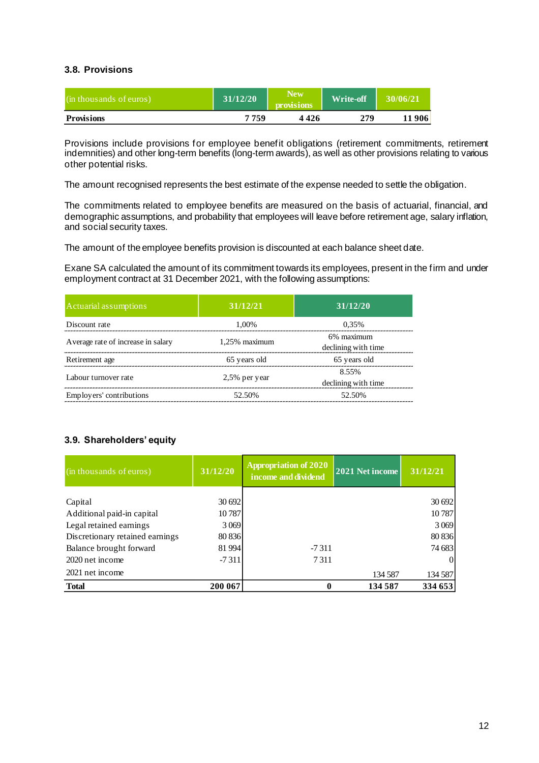### 3.8. Provisions

| (in thousands of euros) | 31/12/20 | New provisions | Write-off | 30/06/21 |
|---|---|---|---|---|
| **Provisions** | **7 759** | **4 426** | **279** | **11 906** |

Provisions include provisions for employee benefit obligations (retirement commitments, retirement indemnities) and other long-term benefits (long-term awards), as well as other provisions relating to various other potential risks.

The amount recognised represents the best estimate of the expense needed to settle the obligation.

The commitments related to employee benefits are measured on the basis of actuarial, financial, and demographic assumptions, and probability that employees will leave before retirement age, salary inflation, and social security taxes.

The amount of the employee benefits provision is discounted at each balance sheet date.

Exane SA calculated the amount of its commitment towards its employees, present in the firm and under employment contract at 31 December 2021, with the following assumptions:

| Actuarial assumptions | 31/12/21 | 31/12/20 |
|---|---|---|
| Discount rate | 1,00% | 0,35% |
| Average rate of increase in salary | 1,25% maximum | 6% maximum declining with time |
| Retirement age | 65 years old | 65 years old |
| Labour turnover rate | 2,5% per year | 8.55% declining with time |
| Employers' contributions | 52.50% | 52.50% |

### 3.9. Shareholders' equity

| (in thousands of euros) | 31/12/20 | Appropriation of 2020 income and dividend | 2021 Net income | 31/12/21 |
|---|---|---|---|---|
| Capital | 30 692 | | | 30 692 |
| Additional paid-in capital | 10 787 | | | 10 787 |
| Legal retained earnings | 3 069 | | | 3 069 |
| Discretionary retained earnings | 80 836 | | | 80 836 |
| Balance brought forward | 81 994 | -7 311 | | 74 683 |
| 2020 net income | -7 311 | 7 311 | | 0 |
| 2021 net income | | | 134 587 | 134 587 |
| **Total** | **200 067** | **0** | **134 587** | **334 653** |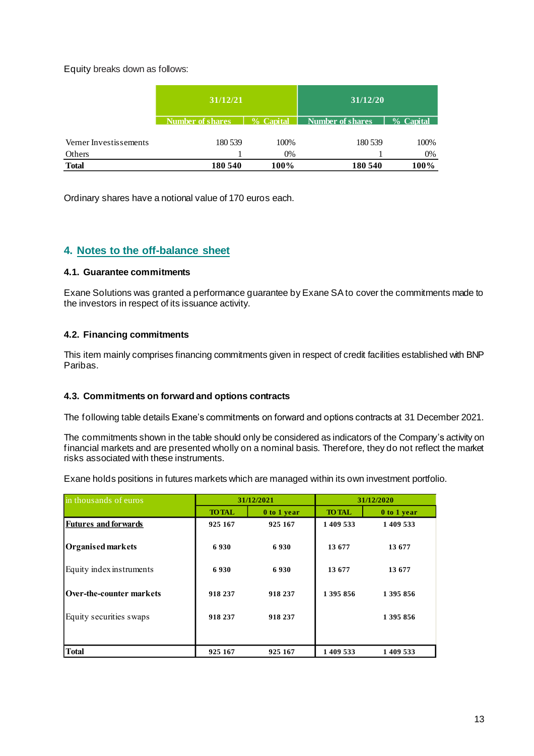Equity breaks down as follows:

| | 31/12/21 | | 31/12/20 | |
|---|---|---|---|---|
| | Number of shares | % Capital | Number of shares | % Capital |
| Verner Investissements | 180 539 | 100% | 180 539 | 100% |
| Others | 1 | 0% | 1 | 0% |
| **Total** | **180 540** | **100%** | **180 540** | **100%** |

Ordinary shares have a notional value of 170 euros each.

## 4. Notes to the off-balance sheet

### 4.1. Guarantee commitments

Exane Solutions was granted a performance guarantee by Exane SA to cover the commitments made to the investors in respect of its issuance activity.

### 4.2. Financing commitments

This item mainly comprises financing commitments given in respect of credit facilities established with BNP Paribas.

### 4.3. Commitments on forward and options contracts

The following table details Exane's commitments on forward and options contracts at 31 December 2021.

The commitments shown in the table should only be considered as indicators of the Company's activity on financial markets and are presented wholly on a nominal basis. Therefore, they do not reflect the market risks associated with these instruments.

Exane holds positions in futures markets which are managed within its own investment portfolio.

| in thousands of euros | 31/12/2021 | | 31/12/2020 | |
|---|---|---|---|---|
| | TOTAL | 0 to 1 year | TOTAL | 0 to 1 year |
| **Futures and forwards** | 925 167 | 925 167 | 1 409 533 | 1 409 533 |
| **Organised markets** | 6 930 | 6 930 | 13 677 | 13 677 |
| Equity index instruments | 6 930 | 6 930 | 13 677 | 13 677 |
| **Over-the-counter markets** | 918 237 | 918 237 | 1 395 856 | 1 395 856 |
| Equity securities swaps | 918 237 | 918 237 | | 1 395 856 |
| **Total** | 925 167 | 925 167 | 1 409 533 | 1 409 533 |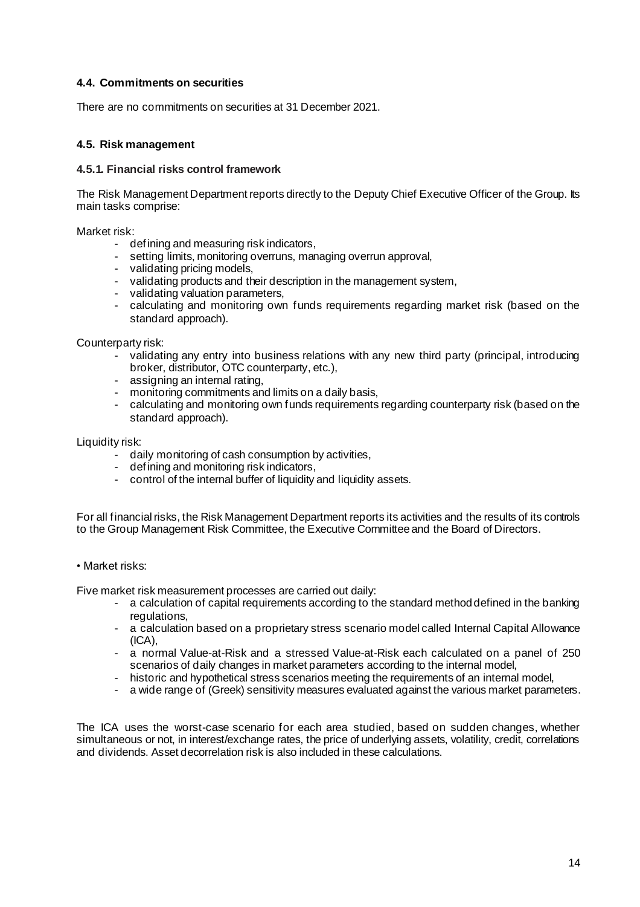### 4.4. Commitments on securities

There are no commitments on securities at 31 December 2021.

### 4.5. Risk management

#### 4.5.1. Financial risks control framework

The Risk Management Department reports directly to the Deputy Chief Executive Officer of the Group. Its main tasks comprise:

Market risk:

- defining and measuring risk indicators,
- setting limits, monitoring overruns, managing overrun approval,
- validating pricing models,
- validating products and their description in the management system,
- validating valuation parameters,
- calculating and monitoring own funds requirements regarding market risk (based on the standard approach).

Counterparty risk:

- validating any entry into business relations with any new third party (principal, introducing broker, distributor, OTC counterparty, etc.),
- assigning an internal rating,
- monitoring commitments and limits on a daily basis,
- calculating and monitoring own funds requirements regarding counterparty risk (based on the standard approach).

Liquidity risk:

- daily monitoring of cash consumption by activities,
- defining and monitoring risk indicators,
- control of the internal buffer of liquidity and liquidity assets.

For all financial risks, the Risk Management Department reports its activities and the results of its controls to the Group Management Risk Committee, the Executive Committee and the Board of Directors.

• Market risks:

Five market risk measurement processes are carried out daily:

- a calculation of capital requirements according to the standard method defined in the banking regulations,
- a calculation based on a proprietary stress scenario model called Internal Capital Allowance (ICA),
- a normal Value-at-Risk and a stressed Value-at-Risk each calculated on a panel of 250 scenarios of daily changes in market parameters according to the internal model,
- historic and hypothetical stress scenarios meeting the requirements of an internal model,
- a wide range of (Greek) sensitivity measures evaluated against the various market parameters.

The ICA uses the worst-case scenario for each area studied, based on sudden changes, whether simultaneous or not, in interest/exchange rates, the price of underlying assets, volatility, credit, correlations and dividends. Asset decorrelation risk is also included in these calculations.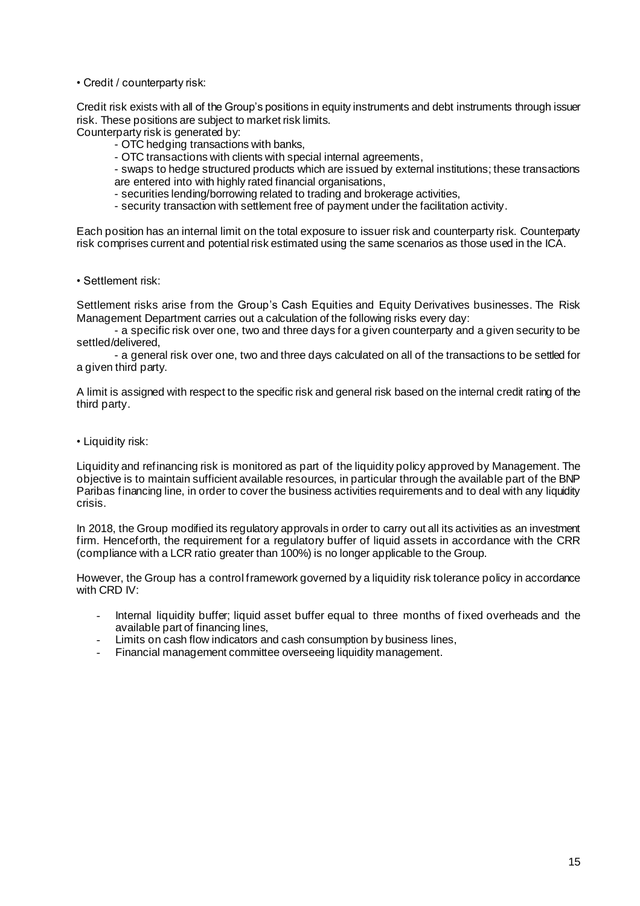• Credit / counterparty risk:

Credit risk exists with all of the Group's positions in equity instruments and debt instruments through issuer risk. These positions are subject to market risk limits.
Counterparty risk is generated by:

- OTC hedging transactions with banks,
- OTC transactions with clients with special internal agreements,
- swaps to hedge structured products which are issued by external institutions; these transactions are entered into with highly rated financial organisations,
- securities lending/borrowing related to trading and brokerage activities,
- security transaction with settlement free of payment under the facilitation activity.

Each position has an internal limit on the total exposure to issuer risk and counterparty risk. Counterparty risk comprises current and potential risk estimated using the same scenarios as those used in the ICA.

• Settlement risk:

Settlement risks arise from the Group's Cash Equities and Equity Derivatives businesses. The Risk Management Department carries out a calculation of the following risks every day:

- a specific risk over one, two and three days for a given counterparty and a given security to be settled/delivered,
- a general risk over one, two and three days calculated on all of the transactions to be settled for a given third party.

A limit is assigned with respect to the specific risk and general risk based on the internal credit rating of the third party.

• Liquidity risk:

Liquidity and refinancing risk is monitored as part of the liquidity policy approved by Management. The objective is to maintain sufficient available resources, in particular through the available part of the BNP Paribas financing line, in order to cover the business activities requirements and to deal with any liquidity crisis.

In 2018, the Group modified its regulatory approvals in order to carry out all its activities as an investment firm. Henceforth, the requirement for a regulatory buffer of liquid assets in accordance with the CRR (compliance with a LCR ratio greater than 100%) is no longer applicable to the Group.

However, the Group has a control framework governed by a liquidity risk tolerance policy in accordance with CRD IV:

- Internal liquidity buffer; liquid asset buffer equal to three months of fixed overheads and the available part of financing lines,
- Limits on cash flow indicators and cash consumption by business lines,
- Financial management committee overseeing liquidity management.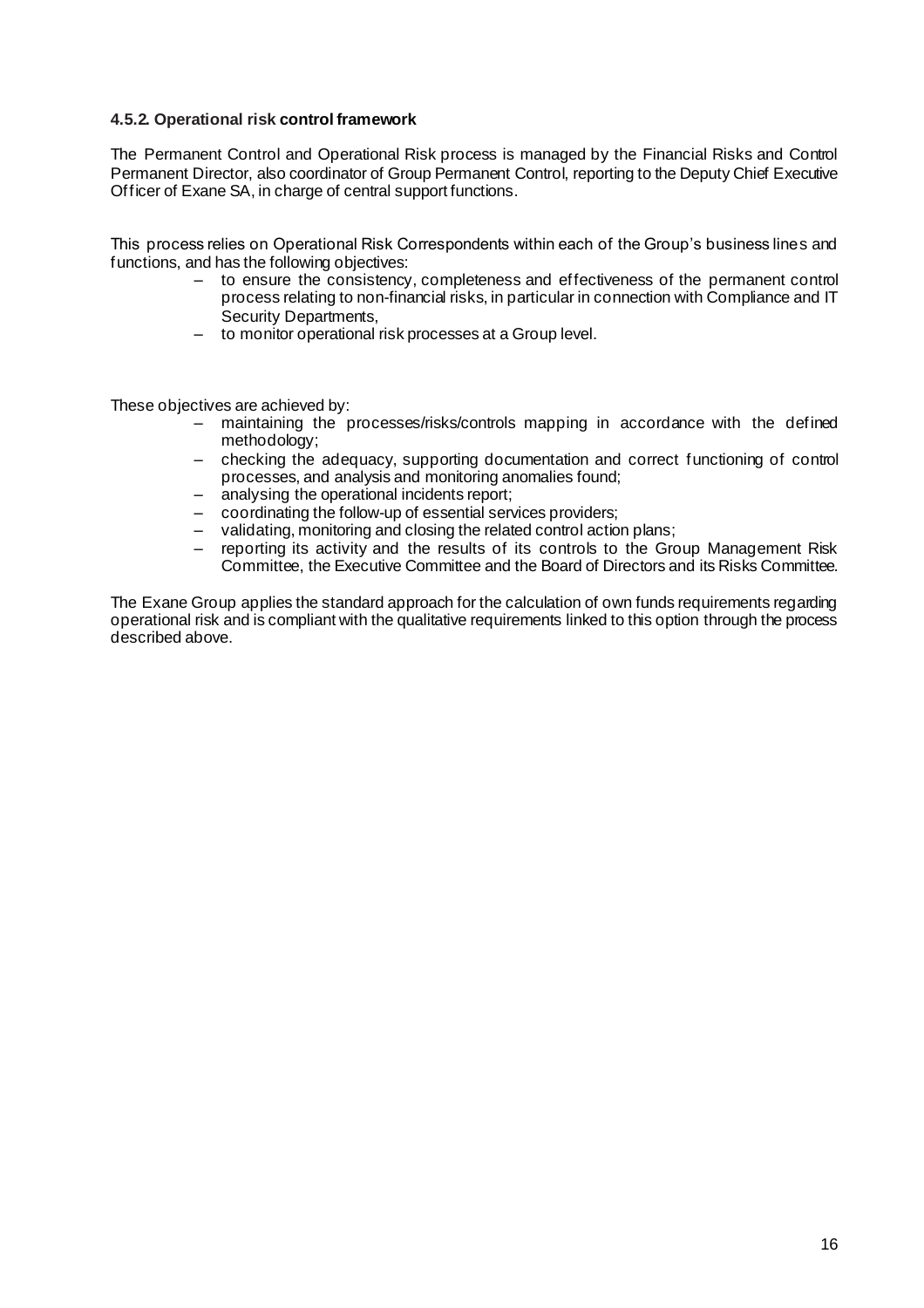#### 4.5.2. Operational risk control framework

The Permanent Control and Operational Risk process is managed by the Financial Risks and Control Permanent Director, also coordinator of Group Permanent Control, reporting to the Deputy Chief Executive Officer of Exane SA, in charge of central support functions.

This process relies on Operational Risk Correspondents within each of the Group's business lines and functions, and has the following objectives:

- to ensure the consistency, completeness and effectiveness of the permanent control process relating to non-financial risks, in particular in connection with Compliance and IT Security Departments,
- to monitor operational risk processes at a Group level.

These objectives are achieved by:

- maintaining the processes/risks/controls mapping in accordance with the defined methodology;
- checking the adequacy, supporting documentation and correct functioning of control processes, and analysis and monitoring anomalies found;
- analysing the operational incidents report;
- coordinating the follow-up of essential services providers;
- validating, monitoring and closing the related control action plans;
- reporting its activity and the results of its controls to the Group Management Risk Committee, the Executive Committee and the Board of Directors and its Risks Committee.

The Exane Group applies the standard approach for the calculation of own funds requirements regarding operational risk and is compliant with the qualitative requirements linked to this option through the process described above.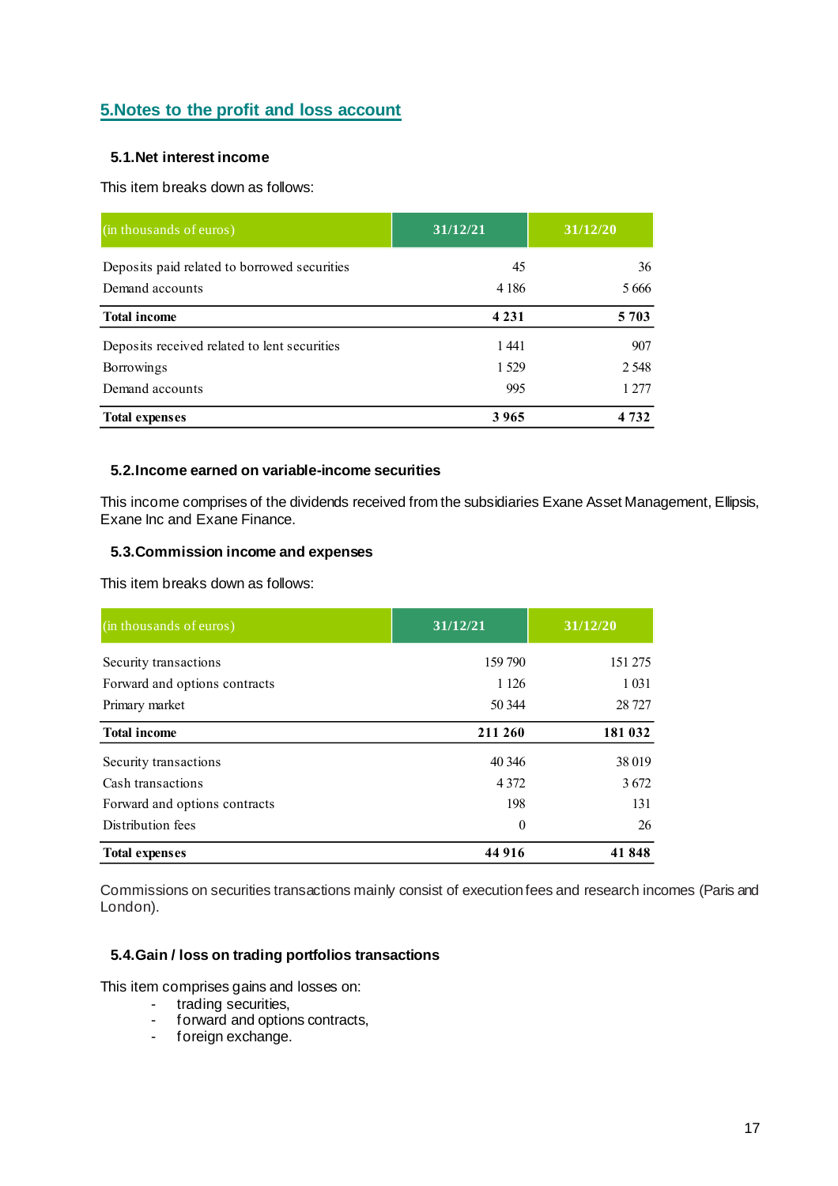# 5.Notes to the profit and loss account

## 5.1.Net interest income

This item breaks down as follows:

| (in thousands of euros) | 31/12/21 | 31/12/20 |
|---|---|---|
| Deposits paid related to borrowed securities | 45 | 36 |
| Demand accounts | 4 186 | 5 666 |
| **Total income** | **4 231** | **5 703** |
| Deposits received related to lent securities | 1 441 | 907 |
| Borrowings | 1 529 | 2 548 |
| Demand accounts | 995 | 1 277 |
| **Total expenses** | **3 965** | **4 732** |

## 5.2.Income earned on variable-income securities

This income comprises of the dividends received from the subsidiaries Exane Asset Management, Ellipsis, Exane Inc and Exane Finance.

## 5.3.Commission income and expenses

This item breaks down as follows:

| (in thousands of euros) | 31/12/21 | 31/12/20 |
|---|---|---|
| Security transactions | 159 790 | 151 275 |
| Forward and options contracts | 1 126 | 1 031 |
| Primary market | 50 344 | 28 727 |
| **Total income** | **211 260** | **181 032** |
| Security transactions | 40 346 | 38 019 |
| Cash transactions | 4 372 | 3 672 |
| Forward and options contracts | 198 | 131 |
| Distribution fees | 0 | 26 |
| **Total expenses** | **44 916** | **41 848** |

Commissions on securities transactions mainly consist of execution fees and research incomes (Paris and London).

## 5.4.Gain / loss on trading portfolios transactions

This item comprises gains and losses on:

- trading securities,
- forward and options contracts,
- foreign exchange.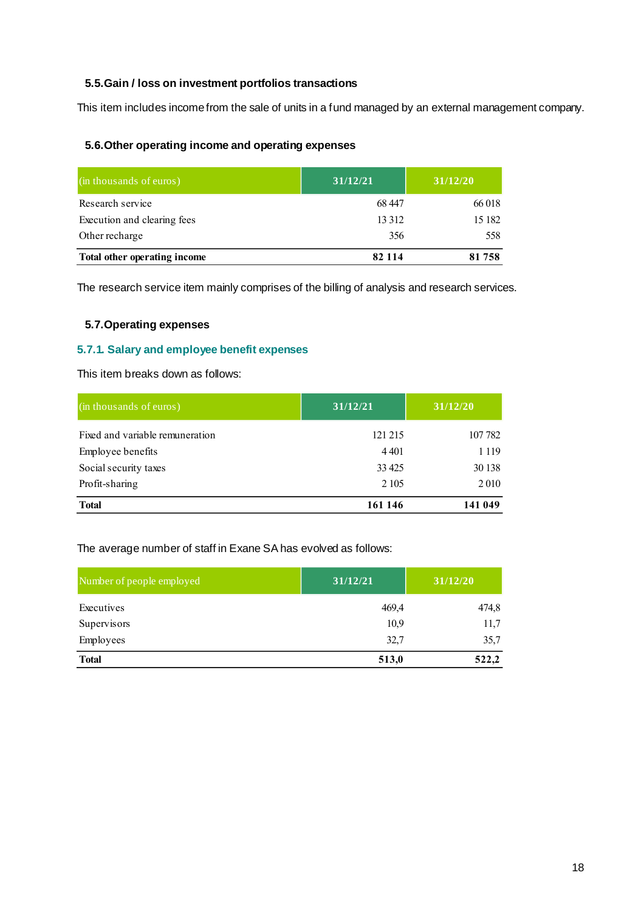### 5.5. Gain / loss on investment portfolios transactions

This item includes income from the sale of units in a fund managed by an external management company.

### 5.6. Other operating income and operating expenses

| (in thousands of euros) | 31/12/21 | 31/12/20 |
|---|---|---|
| Research service | 68 447 | 66 018 |
| Execution and clearing fees | 13 312 | 15 182 |
| Other recharge | 356 | 558 |
| **Total other operating income** | **82 114** | **81 758** |

The research service item mainly comprises of the billing of analysis and research services.

### 5.7. Operating expenses

#### 5.7.1. Salary and employee benefit expenses

This item breaks down as follows:

| (in thousands of euros) | 31/12/21 | 31/12/20 |
|---|---|---|
| Fixed and variable remuneration | 121 215 | 107 782 |
| Employee benefits | 4 401 | 1 119 |
| Social security taxes | 33 425 | 30 138 |
| Profit-sharing | 2 105 | 2 010 |
| **Total** | **161 146** | **141 049** |

The average number of staff in Exane SA has evolved as follows:

| Number of people employed | 31/12/21 | 31/12/20 |
|---|---|---|
| Executives | 469,4 | 474,8 |
| Supervisors | 10,9 | 11,7 |
| Employees | 32,7 | 35,7 |
| **Total** | **513,0** | **522,2** |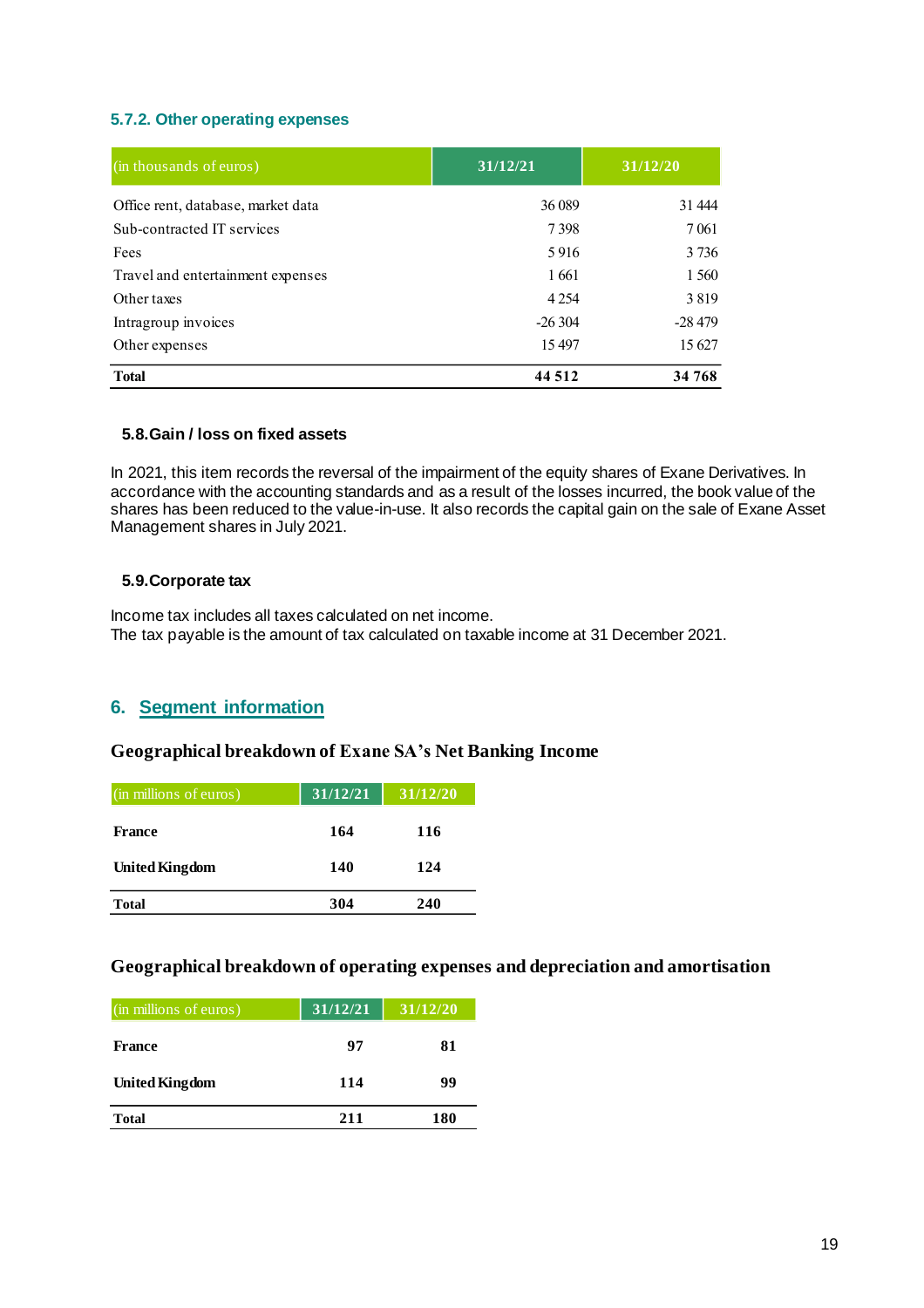### 5.7.2. Other operating expenses

| (in thousands of euros) | 31/12/21 | 31/12/20 |
|---|---|---|
| Office rent, database, market data | 36 089 | 31 444 |
| Sub-contracted IT services | 7 398 | 7 061 |
| Fees | 5 916 | 3 736 |
| Travel and entertainment expenses | 1 661 | 1 560 |
| Other taxes | 4 254 | 3 819 |
| Intragroup invoices | -26 304 | -28 479 |
| Other expenses | 15 497 | 15 627 |
| **Total** | **44 512** | **34 768** |

### 5.8. Gain / loss on fixed assets

In 2021, this item records the reversal of the impairment of the equity shares of Exane Derivatives. In accordance with the accounting standards and as a result of the losses incurred, the book value of the shares has been reduced to the value-in-use. It also records the capital gain on the sale of Exane Asset Management shares in July 2021.

### 5.9. Corporate tax

Income tax includes all taxes calculated on net income.
The tax payable is the amount of tax calculated on taxable income at 31 December 2021.

## 6. Segment information

### Geographical breakdown of Exane SA's Net Banking Income

| (in millions of euros) | 31/12/21 | 31/12/20 |
|---|---|---|
| **France** | **164** | **116** |
| **United Kingdom** | **140** | **124** |
| **Total** | **304** | **240** |

### Geographical breakdown of operating expenses and depreciation and amortisation

| (in millions of euros) | 31/12/21 | 31/12/20 |
|---|---|---|
| **France** | **97** | **81** |
| **United Kingdom** | **114** | **99** |
| **Total** | **211** | **180** |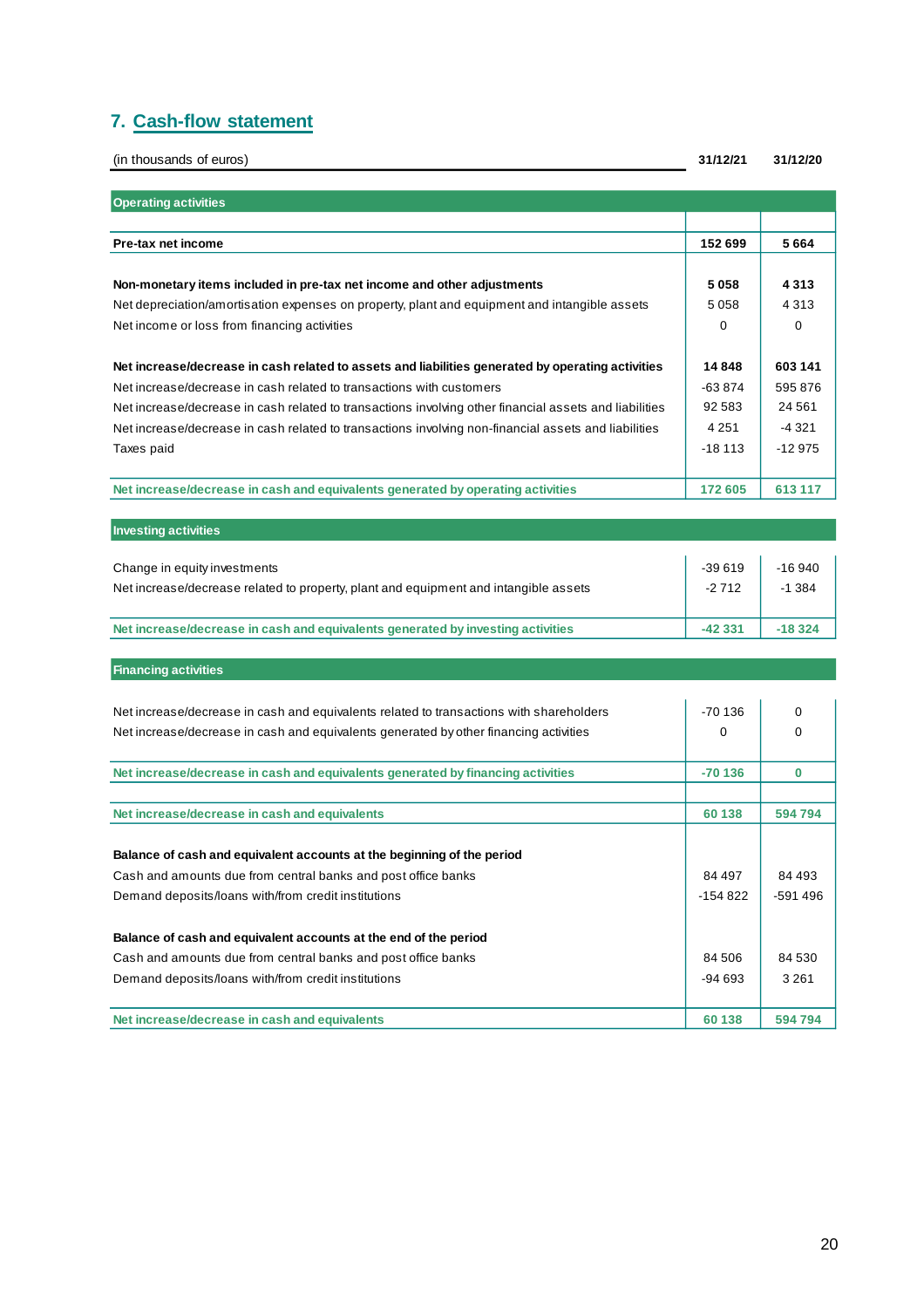## 7. Cash-flow statement

| (in thousands of euros) | 31/12/21 | 31/12/20 |
|---|---|---|
| **Operating activities** | | |
| **Pre-tax net income** | **152 699** | **5 664** |
| **Non-monetary items included in pre-tax net income and other adjustments** | **5 058** | **4 313** |
| Net depreciation/amortisation expenses on property, plant and equipment and intangible assets | 5 058 | 4 313 |
| Net income or loss from financing activities | 0 | 0 |
| **Net increase/decrease in cash related to assets and liabilities generated by operating activities** | **14 848** | **603 141** |
| Net increase/decrease in cash related to transactions with customers | -63 874 | 595 876 |
| Net increase/decrease in cash related to transactions involving other financial assets and liabilities | 92 583 | 24 561 |
| Net increase/decrease in cash related to transactions involving non-financial assets and liabilities | 4 251 | -4 321 |
| Taxes paid | -18 113 | -12 975 |
| **Net increase/decrease in cash and equivalents generated by operating activities** | **172 605** | **613 117** |
| **Investing activities** | | |
| Change in equity investments | -39 619 | -16 940 |
| Net increase/decrease related to property, plant and equipment and intangible assets | -2 712 | -1 384 |
| **Net increase/decrease in cash and equivalents generated by investing activities** | **-42 331** | **-18 324** |
| **Financing activities** | | |
| Net increase/decrease in cash and equivalents related to transactions with shareholders | -70 136 | 0 |
| Net increase/decrease in cash and equivalents generated by other financing activities | 0 | 0 |
| **Net increase/decrease in cash and equivalents generated by financing activities** | **-70 136** | **0** |
| **Net increase/decrease in cash and equivalents** | **60 138** | **594 794** |
| **Balance of cash and equivalent accounts at the beginning of the period** | | |
| Cash and amounts due from central banks and post office banks | 84 497 | 84 493 |
| Demand deposits/loans with/from credit institutions | -154 822 | -591 496 |
| **Balance of cash and equivalent accounts at the end of the period** | | |
| Cash and amounts due from central banks and post office banks | 84 506 | 84 530 |
| Demand deposits/loans with/from credit institutions | -94 693 | 3 261 |
| **Net increase/decrease in cash and equivalents** | **60 138** | **594 794** |